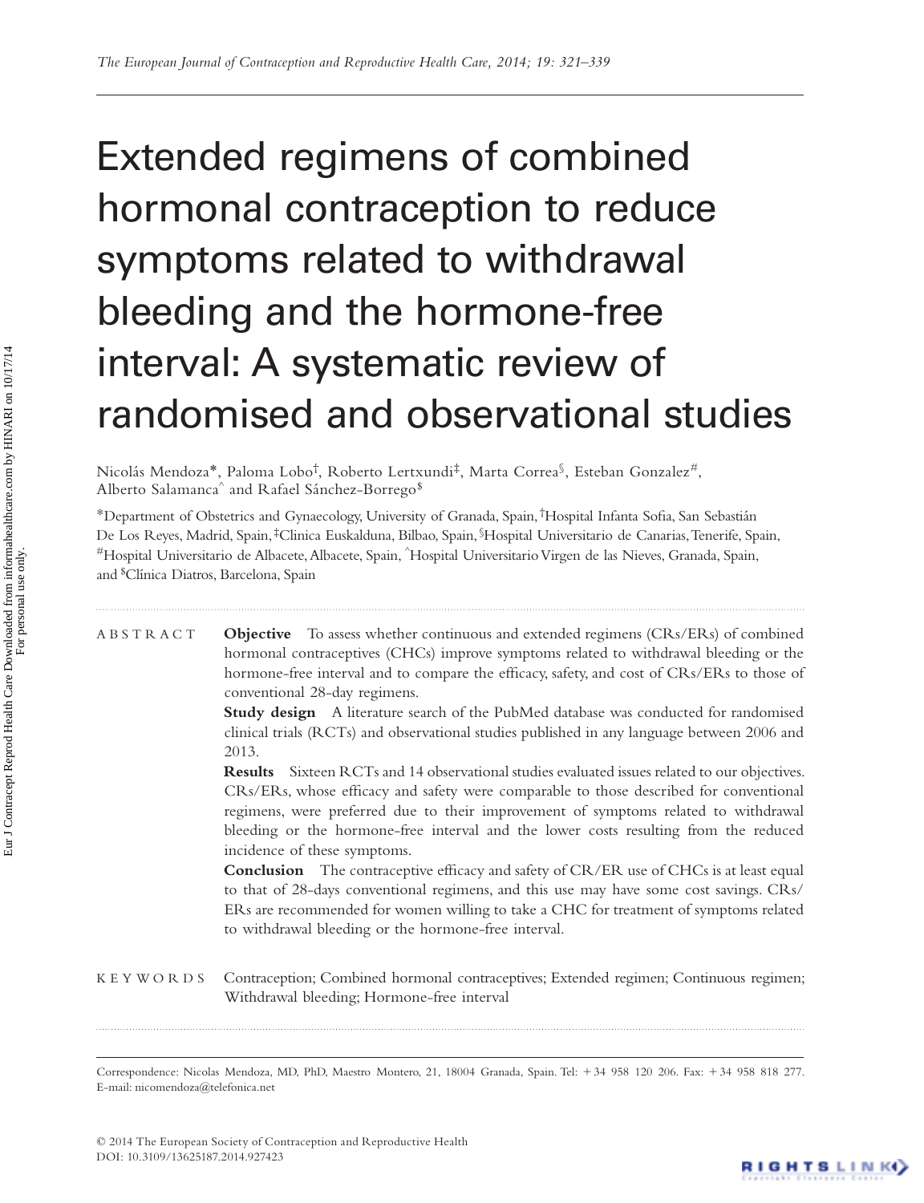# Extended regimens of combined hormonal contraception to reduce symptoms related to withdrawal bleeding and the hormone-free interval: A systematic review of randomised and observational studies

Nicolás Mendoza*, Paloma Lobo†, Roberto Lertxundi‡, Marta Correa§, Esteban Gonzalez#, Alberto Salamanca^ and Rafael Sánchez-Borrego$

*Department of Obstetrics and Gynaecology, University of Granada, Spain, †Hospital Infanta Sofia, San Sebastián De Los Reyes, Madrid, Spain, ‡Clinica Euskalduna, Bilbao, Spain, §Hospital Universitario de Canarias, Tenerife, Spain, #Hospital Universitario de Albacete, Albacete, Spain, ^Hospital Universitario Virgen de las Nieves, Granada, Spain, and $Clínica Diatros, Barcelona, Spain

ABSTRACT

**Objective** To assess whether continuous and extended regimens (CRs/ERs) of combined hormonal contraceptives (CHCs) improve symptoms related to withdrawal bleeding or the hormone-free interval and to compare the efficacy, safety, and cost of CRs/ERs to those of conventional 28-day regimens.

**Study design** A literature search of the PubMed database was conducted for randomised clinical trials (RCTs) and observational studies published in any language between 2006 and 2013.

**Results** Sixteen RCTs and 14 observational studies evaluated issues related to our objectives. CRs/ERs, whose efficacy and safety were comparable to those described for conventional regimens, were preferred due to their improvement of symptoms related to withdrawal bleeding or the hormone-free interval and the lower costs resulting from the reduced incidence of these symptoms.

**Conclusion** The contraceptive efficacy and safety of CR/ER use of CHCs is at least equal to that of 28-days conventional regimens, and this use may have some cost savings. CRs/ERs are recommended for women willing to take a CHC for treatment of symptoms related to withdrawal bleeding or the hormone-free interval.

KEYWORDS Contraception; Combined hormonal contraceptives; Extended regimen; Continuous regimen; Withdrawal bleeding; Hormone-free interval

Correspondence: Nicolas Mendoza, MD, PhD, Maestro Montero, 21, 18004 Granada, Spain. Tel: +34 958 120 206. Fax: +34 958 818 277. E-mail: nicomendoza@telefonica.net

© 2014 The European Society of Contraception and Reproductive Health
DOI: 10.3109/13625187.2014.927423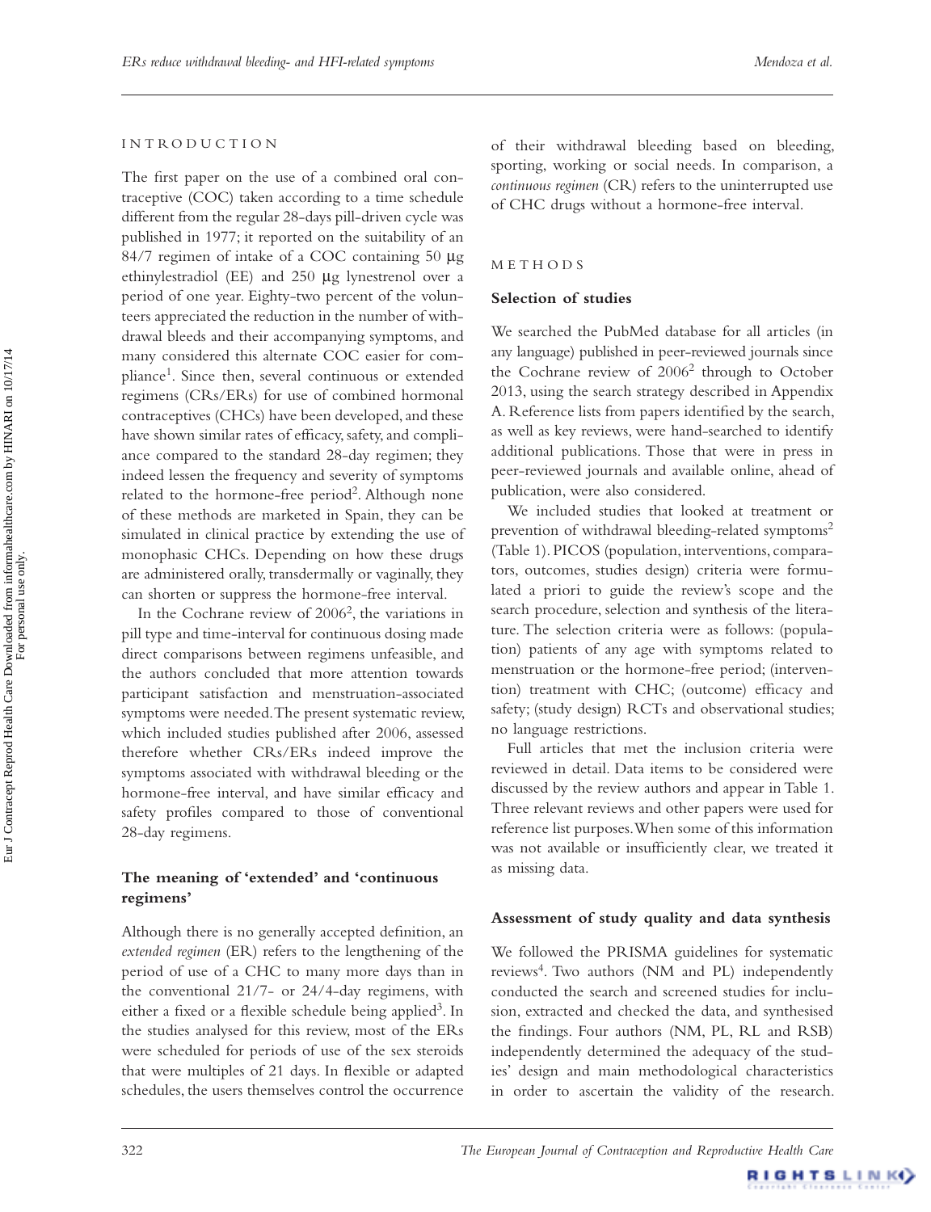## INTRODUCTION

The first paper on the use of a combined oral contraceptive (COC) taken according to a time schedule different from the regular 28-days pill-driven cycle was published in 1977; it reported on the suitability of an 84/7 regimen of intake of a COC containing 50 μg ethinylestradiol (EE) and 250 μg lynestrenol over a period of one year. Eighty-two percent of the volunteers appreciated the reduction in the number of withdrawal bleeds and their accompanying symptoms, and many considered this alternate COC easier for compliance[1]. Since then, several continuous or extended regimens (CRs/ERs) for use of combined hormonal contraceptives (CHCs) have been developed, and these have shown similar rates of efficacy, safety, and compliance compared to the standard 28-day regimen; they indeed lessen the frequency and severity of symptoms related to the hormone-free period[2]. Although none of these methods are marketed in Spain, they can be simulated in clinical practice by extending the use of monophasic CHCs. Depending on how these drugs are administered orally, transdermally or vaginally, they can shorten or suppress the hormone-free interval.

In the Cochrane review of 2006[2], the variations in pill type and time-interval for continuous dosing made direct comparisons between regimens unfeasible, and the authors concluded that more attention towards participant satisfaction and menstruation-associated symptoms were needed. The present systematic review, which included studies published after 2006, assessed therefore whether CRs/ERs indeed improve the symptoms associated with withdrawal bleeding or the hormone-free interval, and have similar efficacy and safety profiles compared to those of conventional 28-day regimens.

### The meaning of 'extended' and 'continuous regimens'

Although there is no generally accepted definition, an *extended regimen* (ER) refers to the lengthening of the period of use of a CHC to many more days than in the conventional 21/7- or 24/4-day regimens, with either a fixed or a flexible schedule being applied[3]. In the studies analysed for this review, most of the ERs were scheduled for periods of use of the sex steroids that were multiples of 21 days. In flexible or adapted schedules, the users themselves control the occurrence of their withdrawal bleeding based on bleeding, sporting, working or social needs. In comparison, a *continuous regimen* (CR) refers to the uninterrupted use of CHC drugs without a hormone-free interval.

## METHODS

### Selection of studies

We searched the PubMed database for all articles (in any language) published in peer-reviewed journals since the Cochrane review of 2006[2] through to October 2013, using the search strategy described in Appendix A. Reference lists from papers identified by the search, as well as key reviews, were hand-searched to identify additional publications. Those that were in press in peer-reviewed journals and available online, ahead of publication, were also considered.

We included studies that looked at treatment or prevention of withdrawal bleeding-related symptoms[2] (Table 1). PICOS (population, interventions, comparators, outcomes, studies design) criteria were formulated a priori to guide the review's scope and the search procedure, selection and synthesis of the literature. The selection criteria were as follows: (population) patients of any age with symptoms related to menstruation or the hormone-free period; (intervention) treatment with CHC; (outcome) efficacy and safety; (study design) RCTs and observational studies; no language restrictions.

Full articles that met the inclusion criteria were reviewed in detail. Data items to be considered were discussed by the review authors and appear in Table 1. Three relevant reviews and other papers were used for reference list purposes. When some of this information was not available or insufficiently clear, we treated it as missing data.

### Assessment of study quality and data synthesis

We followed the PRISMA guidelines for systematic reviews[4]. Two authors (NM and PL) independently conducted the search and screened studies for inclusion, extracted and checked the data, and synthesised the findings. Four authors (NM, PL, RL and RSB) independently determined the adequacy of the studies' design and main methodological characteristics in order to ascertain the validity of the research.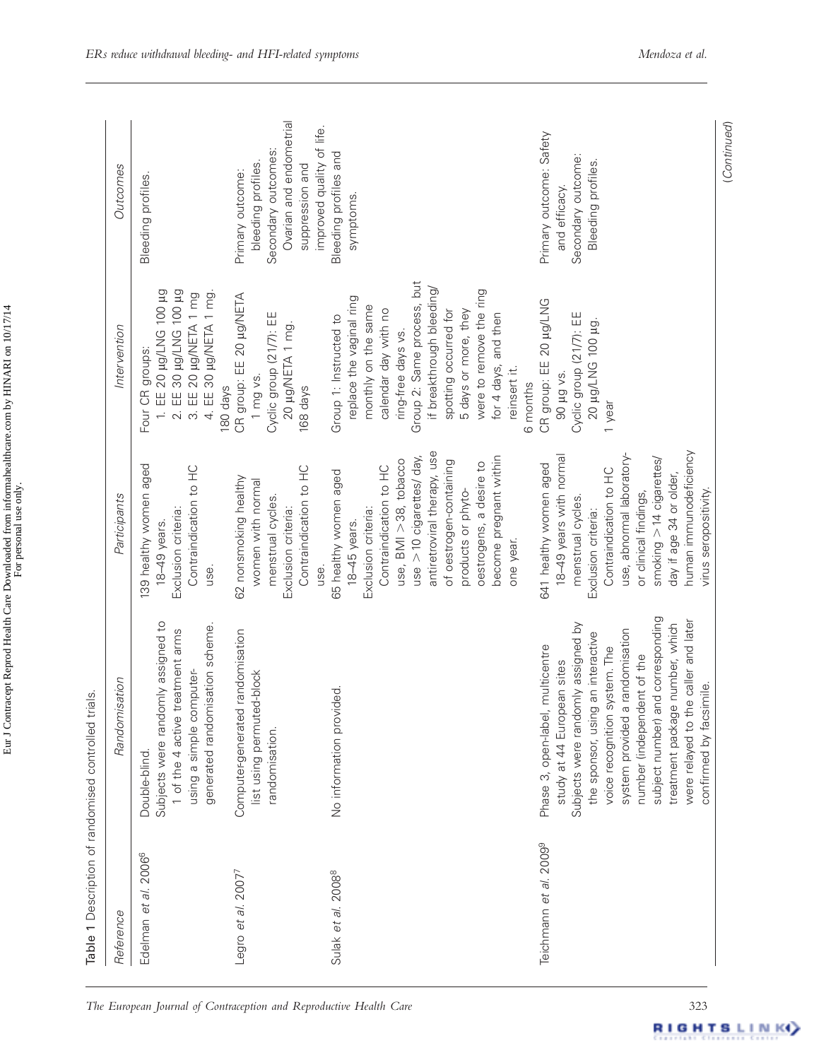Table 1 Description of randomised controlled trials.

| Reference | Randomisation | Participants | Intervention | Outcomes |
|---|---|---|---|---|
| Edelman *et al.* 2006[6] | Double-blind. Subjects were randomly assigned to 1 of the 4 active treatment arms using a simple computer-generated randomisation scheme. | 139 healthy women aged 18–49 years. Exclusion criteria: Contraindication to HC use. | Four CR groups: 1. EE 20 µg/LNG 100 µg 2. EE 30 µg/LNG 100 µg 3. EE 20 µg/NETA 1 mg 4. EE 30 µg/NETA 1 mg. 180 days | Bleeding profiles. |
| Legro *et al.* 2007[7] | Computer-generated randomisation list using permuted-block randomisation. | 62 nonsmoking healthy women with normal menstrual cycles. Exclusion criteria: Contraindication to HC use. | CR group: EE 20 µg/NETA 1 mg vs. Cyclic group (21/7): EE 20 µg/NETA 1 mg. 168 days | Primary outcome: bleeding profiles. Secondary outcomes: Ovarian and endometrial suppression and improved quality of life. |
| Sulak *et al.* 2008[8] | No information provided. | 65 healthy women aged 18–45 years. Exclusion criteria: Contraindication to HC use, BMI >38, tobacco use >10 cigarettes/ day, antiretroviral therapy, use of oestrogen-containing products or phyto-oestrogens, a desire to become pregnant within one year. | Group 1: Instructed to replace the vaginal ring monthly on the same calendar day with no ring-free days vs. Group 2: Same process, but if breakthrough bleeding/ spotting occurred for 5 days or more, they were to remove the ring for 4 days, and then reinsert it. 6 months | Bleeding profiles and symptoms. |
| Teichmann *et al.* 2009[9] | Phase 3, open-label, multicentre study at 44 European sites Subjects were randomly assigned by the sponsor, using an interactive voice recognition system. The system provided a randomisation number (independent of the subject number) and corresponding treatment package number, which were relayed to the caller and later confirmed by facsimile. | 641 healthy women aged 18–49 years with normal menstrual cycles. Exclusion criteria: Contraindication to HC use, abnormal laboratory- or clinical findings, smoking >14 cigarettes/ day if age 34 or older, human immunodeficiency virus seropositivity. | CR group: EE 20 µg/LNG 90 µg vs. Cyclic group (21/7): EE 20 µg/LNG 100 µg. 1 year | Primary outcome: Safety and efficacy. Secondary outcome: Bleeding profiles. |

(*Continued*)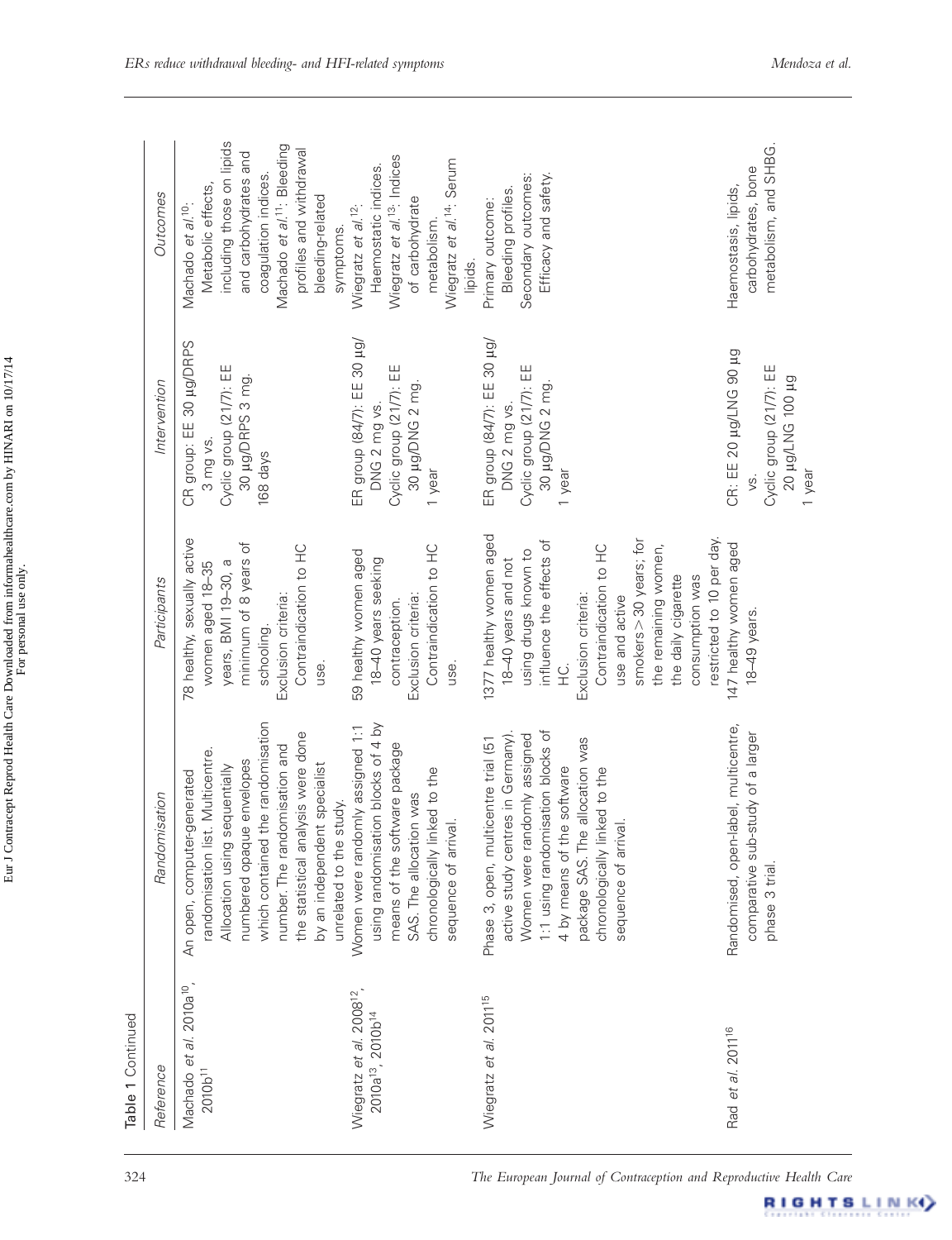**Table 1** Continued

| Reference | Randomisation | Participants | Intervention | Outcomes |
|---|---|---|---|---|
| Machado *et al.* 2010a[10], 2010b[11] | An open, computer-generated randomisation list. Multicentre. Allocation using sequentially numbered opaque envelopes which contained the randomisation number. The randomisation and the statistical analysis were done by an independent specialist unrelated to the study. | 78 healthy, sexually active women aged 18–35 years, BMI 19–30, a minimum of 8 years of schooling. Exclusion criteria: Contraindication to HC use. | CR group: EE 30 µg/DRPS 3 mg vs. Cyclic group (21/7): EE 30 µg/DRPS 3 mg. 168 days | Machado *et al.*[10]: Metabolic effects, including those on lipids and carbohydrates and coagulation indices. Machado *et al.*[11]: Bleeding profiles and withdrawal bleeding-related symptoms. |
| Wiegratz *et al.* 2008[12], 2010a[13], 2010b[14] | Women were randomly assigned 1:1 using randomisation blocks of 4 by means of the software package SAS. The allocation was chronologically linked to the sequence of arrival. | 59 healthy women aged 18–40 years seeking contraception. Exclusion criteria: Contraindication to HC use. | ER group (84/7): EE 30 µg/DNG 2 mg vs. Cyclic group (21/7): EE 30 µg/DNG 2 mg. 1 year | Wiegratz *et al.*[12]: Haemostatic indices. Wiegratz *et al.*[13]: Indices of carbohydrate metabolism. Wiegratz *et al.*[14]: Serum lipids. |
| Wiegratz *et al.* 2011[15] | Phase 3, open, multicentre trial (51 active study centres in Germany). Women were randomly assigned 1:1 using randomisation blocks of 4 by means of the software package SAS. The allocation was chronologically linked to the sequence of arrival. | 1377 healthy women aged 18–40 years and not using drugs known to influence the effects of HC. Exclusion criteria: Contraindication to HC use and active smokers > 30 years; for the remaining women, the daily cigarette consumption was restricted to 10 per day. | ER group (84/7): EE 30 µg/DNG 2 mg vs. Cyclic group (21/7): EE 30 µg/DNG 2 mg. 1 year | Primary outcome: Bleeding profiles. Secondary outcomes: Efficacy and safety. |
| Rad *et al.* 2011[16] | Randomised, open-label, multicentre, comparative sub-study of a larger phase 3 trial. | 147 healthy women aged 18–49 years. | CR: EE 20 µg/LNG 90 µg vs. Cyclic group (21/7): EE 20 µg/LNG 100 µg 1 year | Haemostasis, lipids, carbohydrates, bone metabolism, and SHBG. |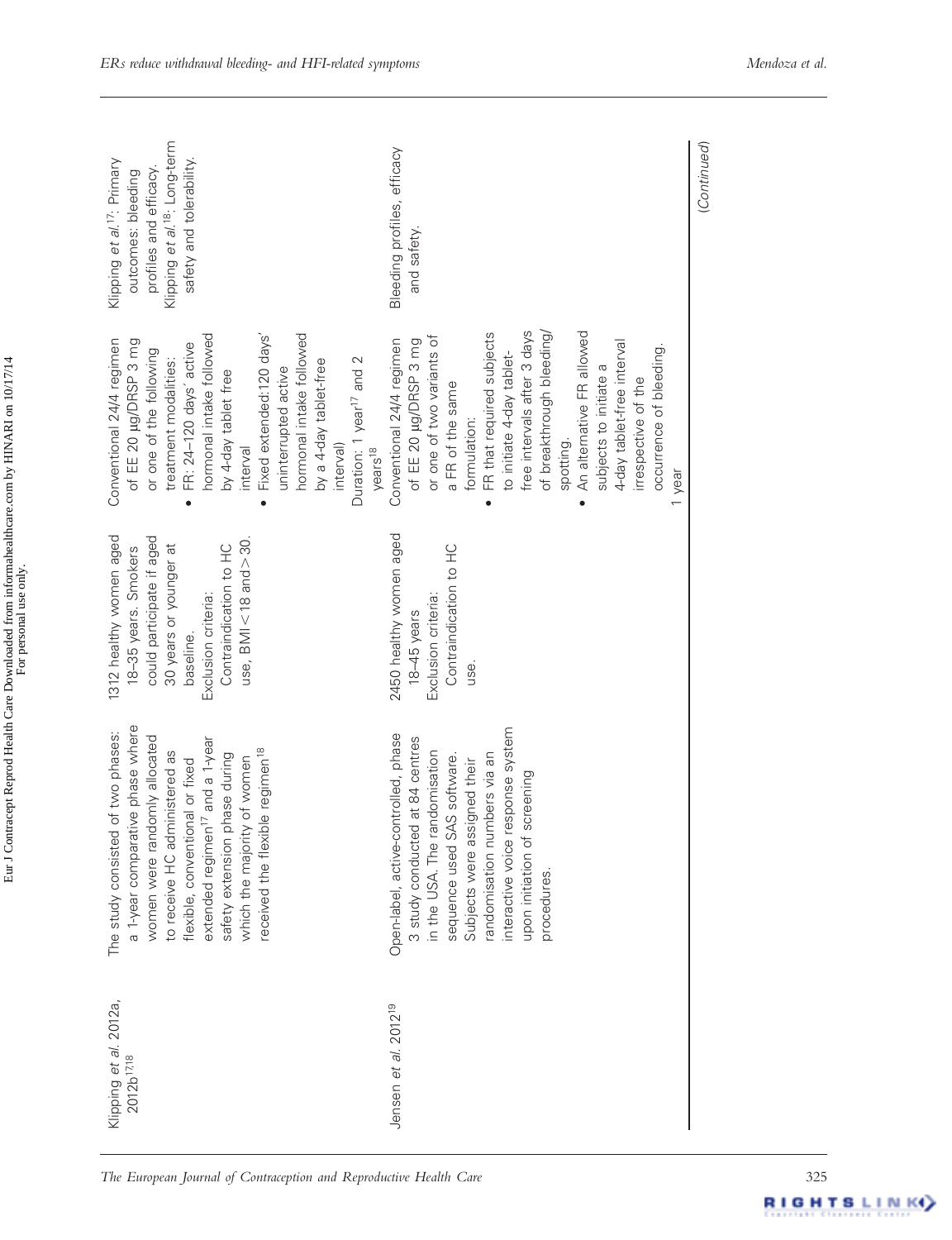| | | | | |
|---|---|---|---|---|
| Klipping *et al.* 2012a, 2012b[17,18] | The study consisted of two phases: a 1-year comparative phase where women were randomly allocated to receive HC administered as flexible, conventional or fixed extended regimen[17] and a 1-year safety extension phase during which the majority of women received the flexible regimen[18] | 1312 healthy women aged 18–35 years. Smokers could participate if aged 30 years or younger at baseline. Exclusion criteria: Contraindication to HC use, BMI < 18 and > 30. | Conventional 24/4 regimen of EE 20 μg/DRSP 3 mg or one of the following treatment modalities: • FR: 24–120 days' active hormonal intake followed by 4-day tablet free interval • Fixed extended:120 days' uninterrupted active hormonal intake followed by a 4-day tablet-free interval) Duration: 1 year[17] and 2 years[18] | Klipping *et al.*[17]: Primary outcomes: bleeding profiles and efficacy. Klipping *et al.*[18]: Long-term safety and tolerability. |
| Jensen *et al.* 2012[19] | Open-label, active-controlled, phase 3 study conducted at 84 centres in the USA. The randomisation sequence used SAS software. Subjects were assigned their randomisation numbers via an interactive voice response system upon initiation of screening procedures. | 2450 healthy women aged 18–45 years Exclusion criteria: Contraindication to HC use. | Conventional 24/4 regimen of EE 20 μg/DRSP 3 mg or one of two variants of a FR of the same formulation: • FR that required subjects to initiate 4-day tablet-free intervals after 3 days of breakthrough bleeding/spotting. • An alternative FR allowed subjects to initiate a 4-day tablet-free interval irrespective of the occurrence of bleeding. 1 year | Bleeding profiles, efficacy and safety. |

(*Continued*)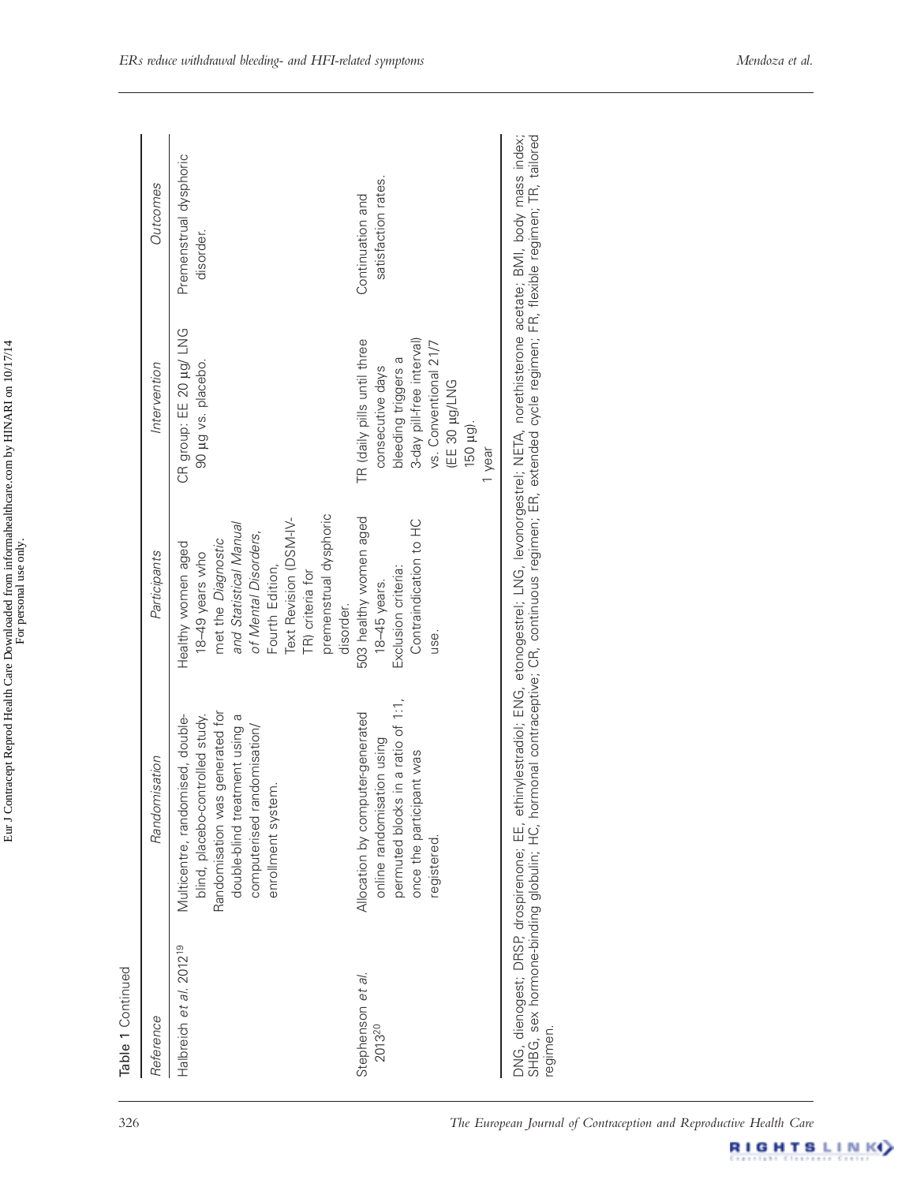Table 1 Continued

| Reference | Randomisation | Participants | Intervention | Outcomes |
|---|---|---|---|---|
| Halbreich *et al.* 2012[19] | Multicentre, randomised, double-blind, placebo-controlled study. Randomisation was generated for double-blind treatment using a computerised randomisation/enrollment system. | Healthy women aged 18–49 years who met the *Diagnostic and Statistical Manual of Mental Disorders*, Fourth Edition, Text Revision (DSM-IV-TR) criteria for premenstrual dysphoric disorder. | CR group: EE 20 µg/ LNG 90 µg vs. placebo. | Premenstrual dysphoric disorder. |
| Stephenson *et al.* 2013[20] | Allocation by computer-generated online randomisation using permuted blocks in a ratio of 1:1, once the participant was registered. | 503 healthy women aged 18–45 years. Exclusion criteria: Contraindication to HC use. | TR (daily pills until three consecutive days bleeding triggers a 3-day pill-free interval) vs. Conventional 21/7 (EE 30 µg/LNG 150 µg). 1 year | Continuation and satisfaction rates. |

DNG, dienogest; DRSP, drospirenone; EE, ethinylestradiol; ENG, etonogestrel; LNG, levonorgestrel; NETA, norethisterone acetate; BMI, body mass index; SHBG, sex hormone-binding globulin; HC, hormonal contraceptive; CR, continuous regimen; ER, extended cycle regimen; FR, flexible regimen; TR, tailored regimen.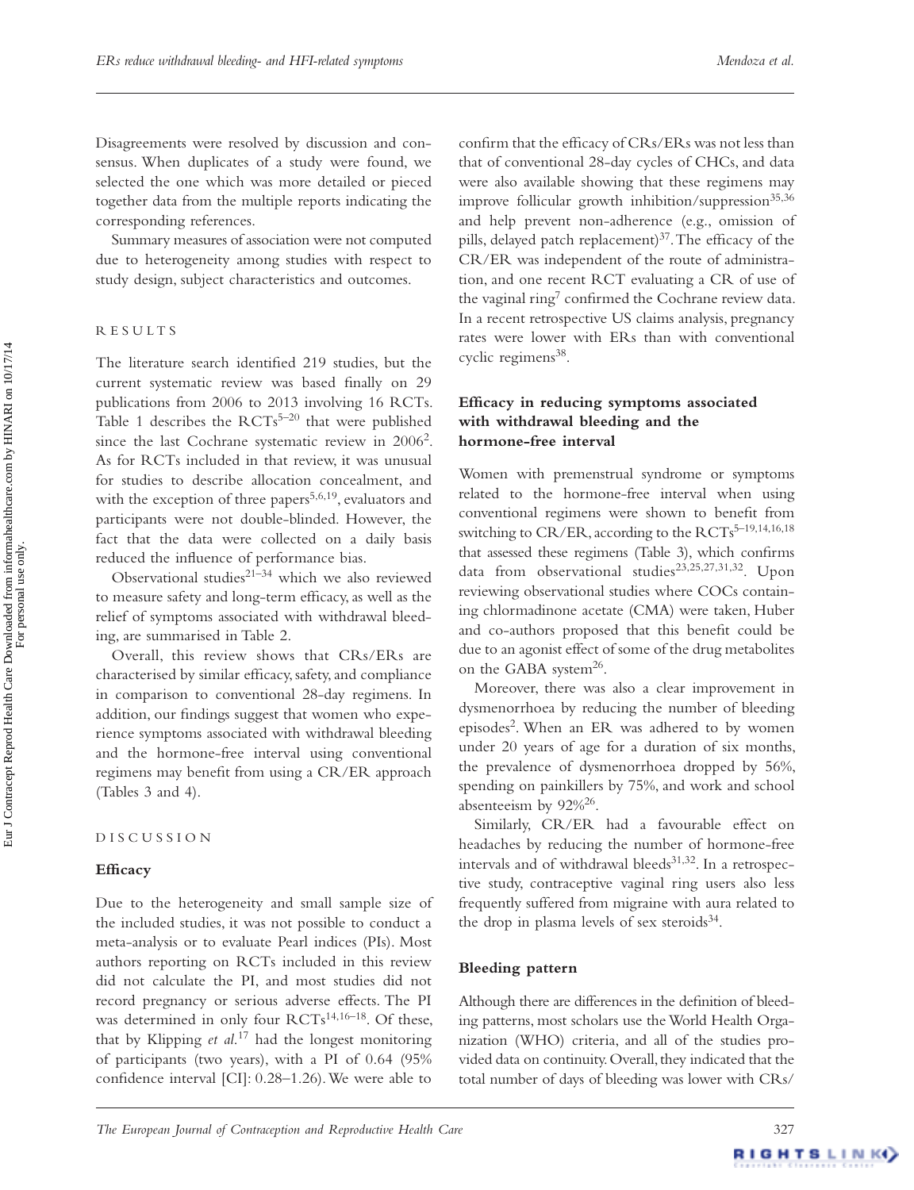Disagreements were resolved by discussion and consensus. When duplicates of a study were found, we selected the one which was more detailed or pieced together data from the multiple reports indicating the corresponding references.

Summary measures of association were not computed due to heterogeneity among studies with respect to study design, subject characteristics and outcomes.

## RESULTS

The literature search identified 219 studies, but the current systematic review was based finally on 29 publications from 2006 to 2013 involving 16 RCTs. Table 1 describes the RCTs[5–20] that were published since the last Cochrane systematic review in 2006[2]. As for RCTs included in that review, it was unusual for studies to describe allocation concealment, and with the exception of three papers[5,6,19], evaluators and participants were not double-blinded. However, the fact that the data were collected on a daily basis reduced the influence of performance bias.

Observational studies[21–34] which we also reviewed to measure safety and long-term efficacy, as well as the relief of symptoms associated with withdrawal bleeding, are summarised in Table 2.

Overall, this review shows that CRs/ERs are characterised by similar efficacy, safety, and compliance in comparison to conventional 28-day regimens. In addition, our findings suggest that women who experience symptoms associated with withdrawal bleeding and the hormone-free interval using conventional regimens may benefit from using a CR/ER approach (Tables 3 and 4).

## DISCUSSION

### Efficacy

Due to the heterogeneity and small sample size of the included studies, it was not possible to conduct a meta-analysis or to evaluate Pearl indices (PIs). Most authors reporting on RCTs included in this review did not calculate the PI, and most studies did not record pregnancy or serious adverse effects. The PI was determined in only four RCTs[14,16–18]. Of these, that by Klipping *et al.*[17] had the longest monitoring of participants (two years), with a PI of 0.64 (95% confidence interval [CI]: 0.28–1.26). We were able to confirm that the efficacy of CRs/ERs was not less than that of conventional 28-day cycles of CHCs, and data were also available showing that these regimens may improve follicular growth inhibition/suppression[35,36] and help prevent non-adherence (e.g., omission of pills, delayed patch replacement)[37]. The efficacy of the CR/ER was independent of the route of administration, and one recent RCT evaluating a CR of use of the vaginal ring[7] confirmed the Cochrane review data. In a recent retrospective US claims analysis, pregnancy rates were lower with ERs than with conventional cyclic regimens[38].

### Efficacy in reducing symptoms associated with withdrawal bleeding and the hormone-free interval

Women with premenstrual syndrome or symptoms related to the hormone-free interval when using conventional regimens were shown to benefit from switching to CR/ER, according to the RCTs[5–19,14,16,18] that assessed these regimens (Table 3), which confirms data from observational studies[23,25,27,31,32]. Upon reviewing observational studies where COCs containing chlormadinone acetate (CMA) were taken, Huber and co-authors proposed that this benefit could be due to an agonist effect of some of the drug metabolites on the GABA system[26].

Moreover, there was also a clear improvement in dysmenorrhoea by reducing the number of bleeding episodes[2]. When an ER was adhered to by women under 20 years of age for a duration of six months, the prevalence of dysmenorrhoea dropped by 56%, spending on painkillers by 75%, and work and school absenteeism by 92%[26].

Similarly, CR/ER had a favourable effect on headaches by reducing the number of hormone-free intervals and of withdrawal bleeds[31,32]. In a retrospective study, contraceptive vaginal ring users also less frequently suffered from migraine with aura related to the drop in plasma levels of sex steroids[34].

### Bleeding pattern

Although there are differences in the definition of bleeding patterns, most scholars use the World Health Organization (WHO) criteria, and all of the studies provided data on continuity. Overall, they indicated that the total number of days of bleeding was lower with CRs/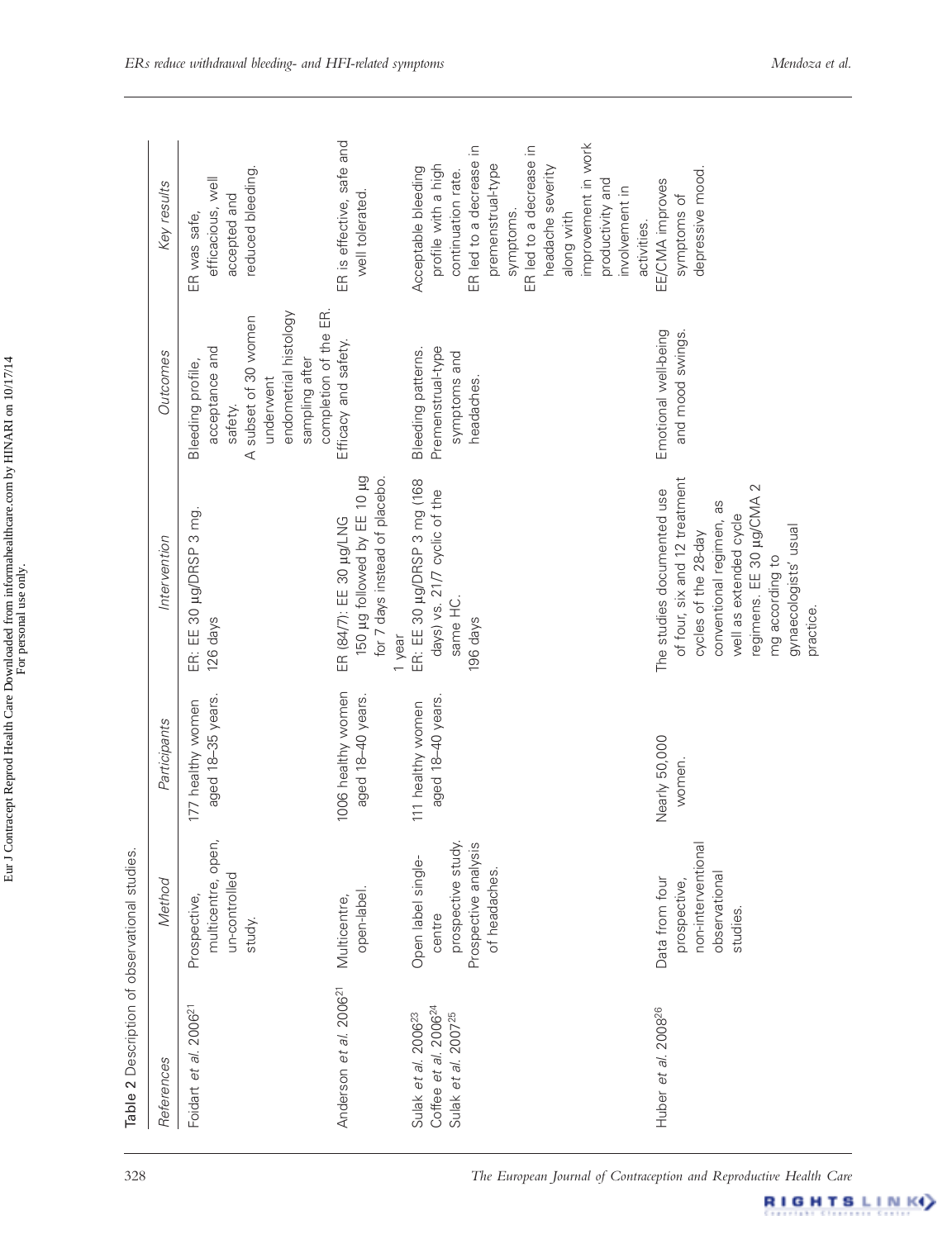**Table 2** Description of observational studies.

| References | Method | Participants | Intervention | Outcomes | Key results |
|---|---|---|---|---|---|
| Foidart *et al.* 2006[21] | Prospective, multicentre, open, un-controlled study. | 177 healthy women aged 18–35 years. | ER: EE 30 µg/DRSP 3 mg. 126 days | Bleeding profile, acceptance and safety. A subset of 30 women underwent endometrial histology sampling after completion of the ER. | ER was safe, efficacious, well accepted and reduced bleeding. |
| Anderson *et al.* 2006[21] | Multicentre, open-label. | 1006 healthy women aged 18–40 years. | ER (84/7): EE 30 µg/LNG 150 µg followed by EE 10 µg for 7 days instead of placebo. 1 year | Efficacy and safety. | ER is effective, safe and well tolerated. |
| Sulak *et al.* 2006[23] Coffee *et al.* 2006[24] Sulak *et al.* 2007[25] | Open label single-centre prospective study. Prospective analysis of headaches. | 111 healthy women aged 18–40 years. | ER: EE 30 µg/DRSP 3 mg (168 days) vs. 21/7 cyclic of the same HC. 196 days | Bleeding patterns. Premenstrual-type symptoms and headaches. | Acceptable bleeding profile with a high continuation rate. ER led to a decrease in premenstrual-type symptoms. ER led to a decrease in headache severity along with improvement in work productivity and involvement in activities. |
| Huber *et al.* 2008[26] | Data from four prospective, non-interventional observational studies. | Nearly 50,000 women. | The studies documented use of four, six and 12 treatment cycles of the 28-day conventional regimen, as well as extended cycle regimens. EE 30 µg/CMA 2 mg according to gynaecologists' usual practice. | Emotional well-being and mood swings. | EE/CMA improves symptoms of depressive mood. |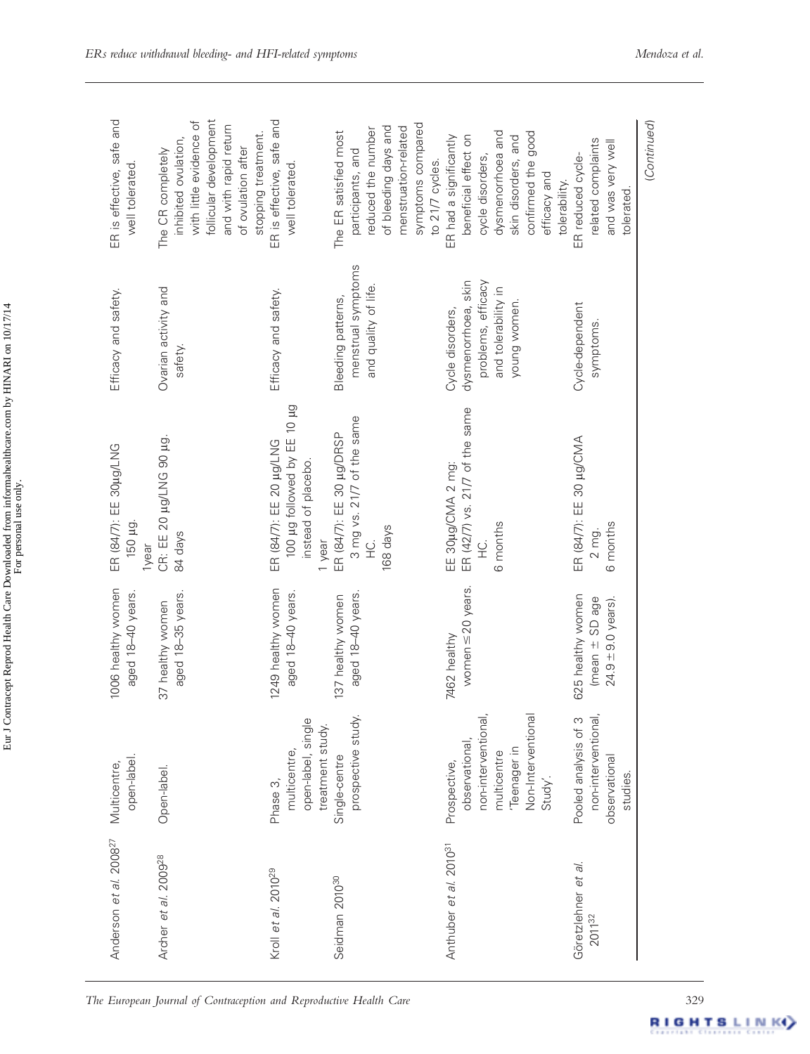| | | | | | |
|---|---|---|---|---|---|
| Anderson *et al.* 2008[27] | Multicentre, open-label. | 1006 healthy women aged 18–40 years. | ER (84/7): EE 30µg/LNG 150 µg. 1year | Efficacy and safety. | ER is effective, safe and well tolerated. |
| Archer *et al.* 2009[28] | Open-label. | 37 healthy women aged 18–35 years. | CR: EE 20 µg/LNG 90 µg. 84 days | Ovarian activity and safety. | The CR completely inhibited ovulation, with little evidence of follicular development and with rapid return of ovulation after stopping treatment. |
| Kroll *et al.* 2010[29] | Phase 3, multicentre, open-label, single treatment study. | 1249 healthy women aged 18–40 years. | ER (84/7): EE 20 µg/LNG 100 µg followed by EE 10 µg instead of placebo. 1 year | Efficacy and safety. | ER is effective, safe and well tolerated. |
| Seidman 2010[30] | Single-centre prospective study. | 137 healthy women aged 18–40 years. | ER (84/7): EE 30 µg/DRSP 3 mg vs. 21/7 of the same HC. 168 days | Bleeding patterns, menstrual symptoms and quality of life. | The ER satisfied most participants, and reduced the number of bleeding days and menstruation-related symptoms compared to 21/7 cycles. |
| Anthuber *et al.* 2010[31] | Prospective, observational, non-interventional, multicentre 'Teenager in Non-Interventional Study'. | 7462 healthy women ≤20 years. | EE 30µg/CMA 2 mg: ER (42/7) vs. 21/7 of the same HC. 6 months | Cycle disorders, dysmenorrhoea, skin problems, efficacy and tolerability in young women. | ER had a significantly beneficial effect on cycle disorders, dysmenorrhoea and skin disorders, and confirmed the good efficacy and tolerability. |
| Göretzlehner *et al.* 2011[32] | Pooled analysis of 3 non-interventional, observational studies. | 625 healthy women (mean ± SD age 24.9 ± 9.0 years). | ER (84/7): EE 30 µg/CMA 2 mg. 6 months | Cycle-dependent symptoms. | ER reduced cycle-related complaints and was very well tolerated. |

(Continued)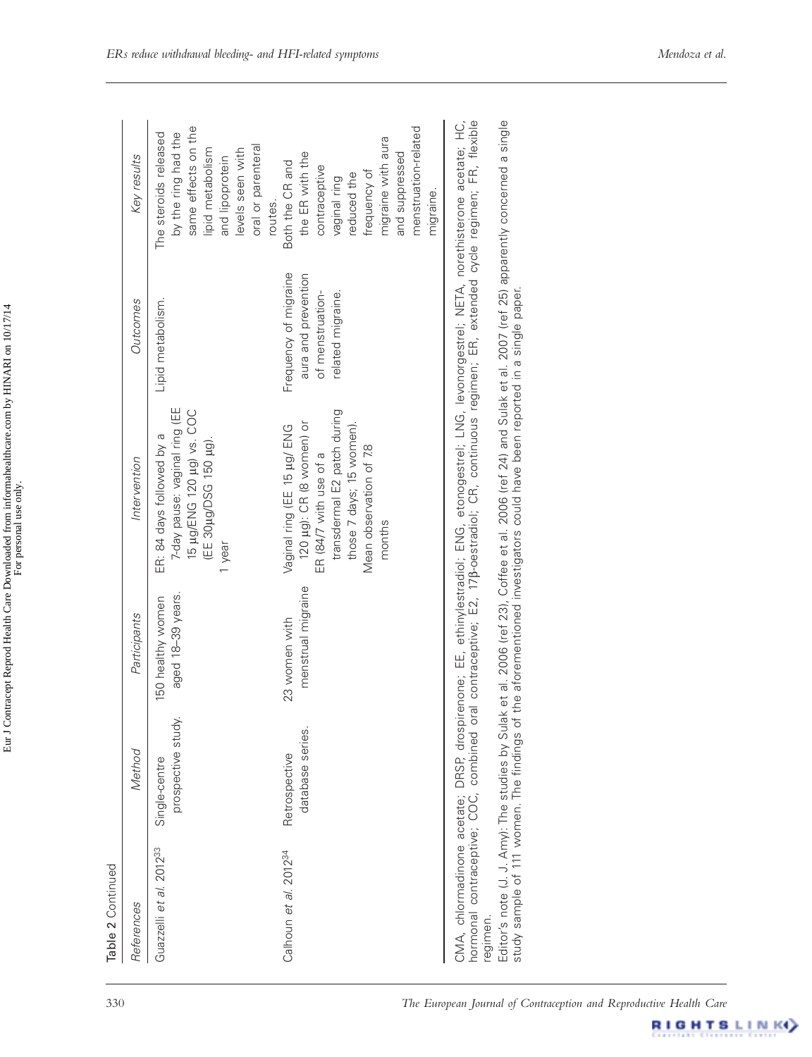Table 2 Continued

| References | Method | Participants | Intervention | Outcomes | Key results |
|---|---|---|---|---|---|
| Guazzelli *et al.* 2012[33] | Single-centre prospective study. | 150 healthy women aged 18–39 years. | ER: 84 days followed by a 7-day pause: vaginal ring (EE 15 µg/ENG 120 µg) vs. COC (EE 30µg/DSG 150 µg). 1 year | Lipid metabolism. | The steroids released by the ring had the same effects on the lipid metabolism and lipoprotein levels seen with oral or parenteral routes. |
| Calhoun *et al.* 2012[34] | Retrospective database series. | 23 women with menstrual migraine | Vaginal ring (EE 15 µg/ ENG 120 µg): CR (8 women) or ER (84/7 with use of a transdermal E2 patch during those 7 days; 15 women). Mean observation of 78 months | Frequency of migraine aura and prevention of menstruation-related migraine. | Both the CR and the ER with the contraceptive vaginal ring reduced the frequency of migraine with aura and suppressed menstruation-related migraine. |

CMA, chlormadinone acetate; DRSP, drospirenone; EE, ethinylestradiol; ENG, etonogestrel; LNG, levonorgestrel; NETA, norethisterone acetate; HC, hormonal contraceptive; COC, combined oral contraceptive; E2, 17β-oestradiol; CR, continuous regimen; ER, extended cycle regimen; FR, flexible regimen.

Editor's note (J. J. Amy): The studies by Sulak et al. 2006 (ref 23), Coffee et al. 2006 (ref 24) and Sulak et al. 2007 (ref 25) apparently concerned a single study sample of 111 women. The findings of the aforementioned investigators could have been reported in a single paper.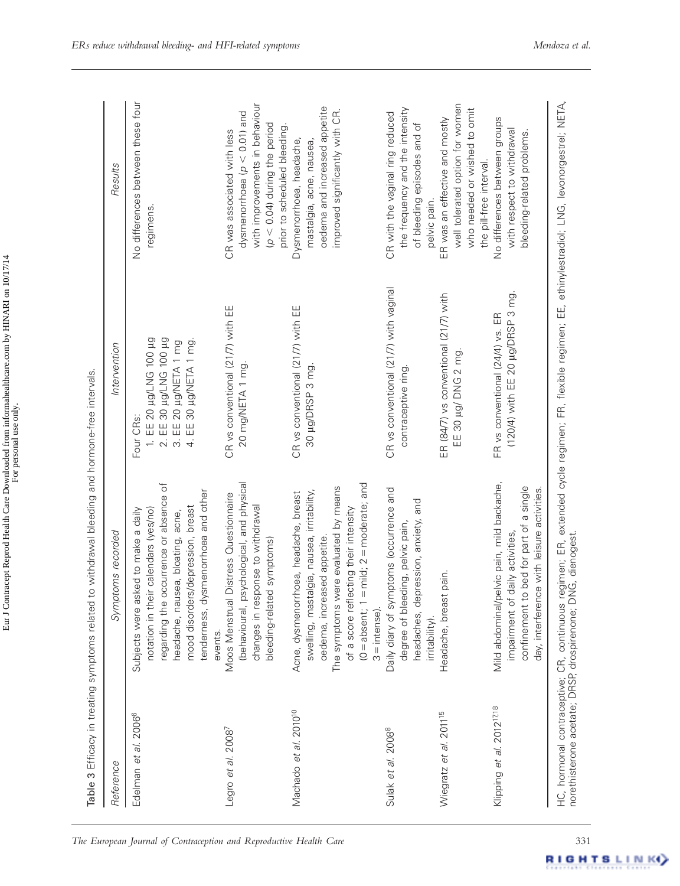**Table 3** Efficacy in treating symptoms related to withdrawal bleeding and hormone-free intervals.

| Reference | Symptoms recorded | Intervention | Results |
|---|---|---|---|
| Edelman *et al.* 2006[6] | Subjects were asked to make a daily notation in their calendars (yes/no) regarding the occurrence or absence of headache, nausea, bloating, acne, mood disorders/depression, breast tenderness, dysmenorrhoea and other events. | Four CRs: 1. EE 20 µg/LNG 100 µg 2. EE 30 µg/LNG 100 µg 3. EE 20 µg/NETA 1 mg 4. EE 30 µg/NETA 1 mg. | No differences between these four regimens. |
| Legro *et al.* 2008[7] | Moos Menstrual Distress Questionnaire (behavioural, psychological, and physical changes in response to withdrawal bleeding-related symptoms) | CR vs conventional (21/7) with EE 20 mg/NETA 1 mg. | CR was associated with less dysmenorrhoea ($p < 0.01$) and with improvements in behaviour ($p < 0.04$) during the period prior to scheduled bleeding. |
| Machado *et al.* 2010[10] | Acne, dysmenorrhoea, headache, breast swelling, mastalgia, nausea, irritability, oedema, increased appetite. The symptoms were evaluated by means of a score reflecting their intensity (0 = absent; 1 = mild; 2 = moderate; and 3 = intense). | CR vs conventional (21/7) with EE 30 µg/DRSP 3 mg. | Dysmenorrhoea, headache, mastalgia, acne, nausea, oedema and increased appetite improved significantly with CR. |
| Sulak *et al.* 2008[8] | Daily diary of symptoms (occurrence and degree of bleeding, pelvic pain, headaches, depression, anxiety, and irritability). | CR vs conventional (21/7) with vaginal contraceptive ring. | CR with the vaginal ring reduced the frequency and the intensity of bleeding episodes and of pelvic pain. |
| Wiegratz *et al.* 2011[15] | Headache, breast pain. | ER (84/7) vs conventional (21/7) with EE 30 µg/ DNG 2 mg. | ER was an effective and mostly well tolerated option for women who needed or wished to omit the pill-free interval. |
| Klipping *et al.* 2012[17,18] | Mild abdominal/pelvic pain, mild backache, impairment of daily activities, confinement to bed for part of a single day, interference with leisure activities. | FR vs conventional (24/4) vs. ER (120/4) with EE 20 µg/DRSP 3 mg. | No differences between groups with respect to withdrawal bleeding-related problems. |

HC, hormonal contraceptive; CR, continuous regimen; ER, extended cycle regimen; FR, flexible regimen; EE, ethinylestradiol; LNG, levonorgestrel; NETA, norethisterone acetate; DRSP, drospirenone; DNG, dienogest.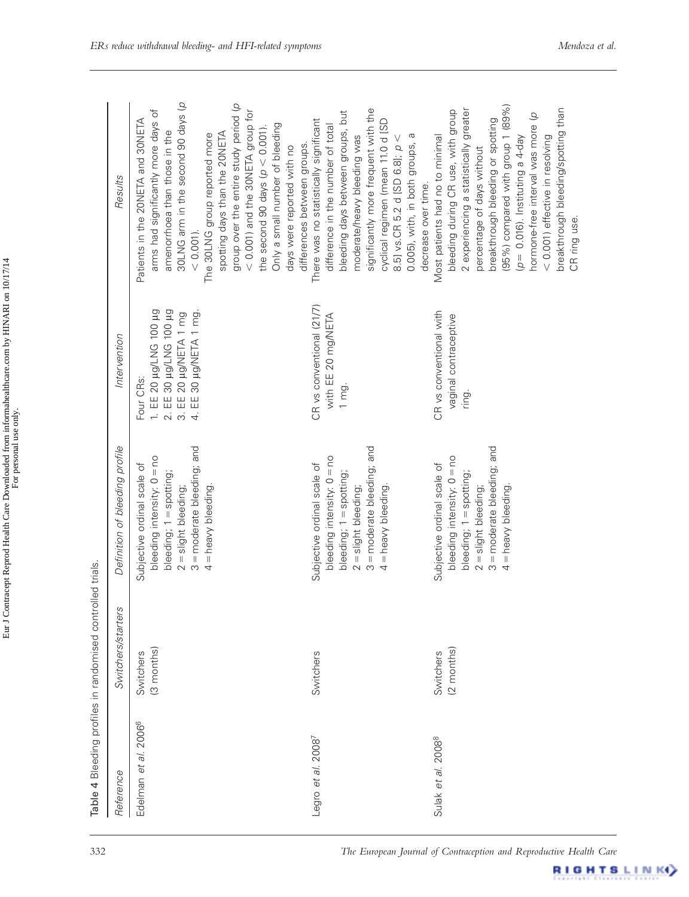**Table 4** Bleeding profiles in randomised controlled trials.

| Reference | Switchers/starters | Definition of bleeding profile | Intervention | Results |
|---|---|---|---|---|
| Edelman *et al.* 2006[6] | Switchers (3 months) | Subjective ordinal scale of bleeding intensity: 0 = no bleeding; 1 = spotting; 2 = slight bleeding; 3 = moderate bleeding; and 4 = heavy bleeding. | Four CRs: 1. EE 20 µg/LNG 100 µg 2. EE 30 µg/LNG 100 µg 3. EE 20 µg/NETA 1 mg 4. EE 30 µg/NETA 1 mg. | Patients in the 20NETA and 30NETA arms had significantly more days of amenorrhoea than those in the 30LNG arm in the second 90 days ($p < 0.001$). The 30LNG group reported more spotting days than the 20NETA group over the entire study period ($p < 0.001$) and the 30NETA group for the second 90 days ($p < 0.001$). Only a small number of bleeding days were reported with no differences between groups. |
| Legro *et al.* 2008[7] | Switchers | Subjective ordinal scale of bleeding intensity: 0 = no bleeding; 1 = spotting; 2 = slight bleeding; 3 = moderate bleeding; and 4 = heavy bleeding. | CR vs conventional (21/7) with EE 20 mg/NETA 1 mg. | There was no statistically significant difference in the number of total bleeding days between groups, but moderate/heavy bleeding was significantly more frequent with the cyclical regimen (mean 11.0 d [SD 8.5] vs.CR 5.2 d [SD 6.8]; $p < 0.005$), with, in both groups, a decrease over time. |
| Sulak *et al.* 2008[8] | Switchers (2 months) | Subjective ordinal scale of bleeding intensity: 0 = no bleeding; 1 = spotting; 2 = slight bleeding; 3 = moderate bleeding; and 4 = heavy bleeding. | CR vs conventional with vaginal contraceptive ring. | Most patients had no to minimal bleeding during CR use, with group 2 experiencing a statistically greater percentage of days without breakthrough bleeding or spotting (95%) compared with group 1 (89%) ($p = 0.016$). Instituting a 4-day hormone-free interval was more ($p < 0.001$) effective in resolving breakthrough bleeding/spotting than CR ring use. |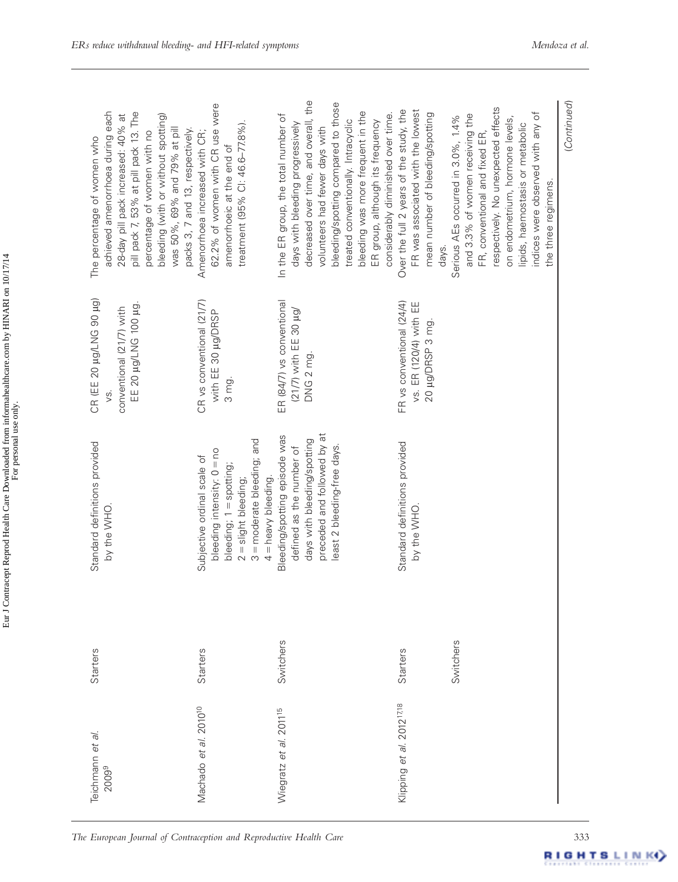| | | | | |
|---|---|---|---|---|
| Teichmann *et al.* 2009[9] | Starters | Standard definitions provided by the WHO. | CR (EE 20 µg/LNG 90 µg) vs. conventional (21/7) with EE 20 µg/LNG 100 µg. | The percentage of women who achieved amenorrhoea during each 28-day pill pack increased: 40% at pill pack 7, 53% at pill pack 13. The percentage of women with no bleeding (with or without spotting) was 50%, 69% and 79% at pill packs 3, 7 and 13, respectively. |
| Machado *et al.* 2010[10] | Starters | Subjective ordinal scale of bleeding intensity: 0 = no bleeding; 1 = spotting; 2 = slight bleeding; 3 = moderate bleeding; and 4 = heavy bleeding. | CR vs conventional (21/7) with EE 30 µg/DRSP 3 mg. | Amenorrhoea increased with CR; 62.2% of women with CR use were amenorrhoeic at the end of treatment (95% CI: 46.6–77.8%). |
| Wiegratz *et al.* 2011[15] | Switchers | Bleeding/spotting episode was defined as the number of days with bleeding/spotting preceded and followed by at least 2 bleeding-free days. | ER (84/7) vs conventional (21/7) with EE 30 µg/ DNG 2 mg. | In the ER group, the total number of days with bleeding progressively decreased over time, and overall, the volunteers had fewer days with bleeding/spotting compared to those treated conventionally. Intracyclic bleeding was more frequent in the ER group, although its frequency considerably diminished over time. |
| Klipping *et al.* 2012[17,18] | Starters<br><br>Switchers | Standard definitions provided by the WHO. | FR vs conventional (24/4) vs. ER (120/4) with EE 20 µg/DRSP 3 mg. | Over the full 2 years of the study, the FR was associated with the lowest mean number of bleeding/spotting days.<br>Serious AEs occurred in 3.0%, 1.4% and 3.3% of women receiving the FR, conventional and fixed ER, respectively. No unexpected effects on endometrium, hormone levels, lipids, haemostasis or metabolic indices were observed with any of the three regimens. |

(Continued)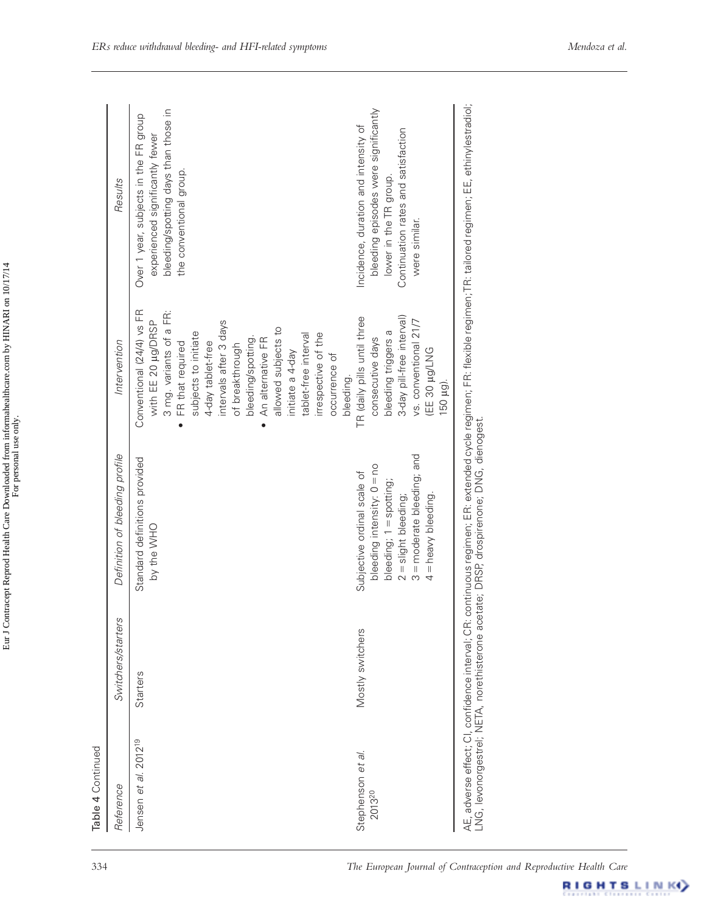Table 4 Continued

| Reference | Switchers/starters | Definition of bleeding profile | Intervention | Results |
|---|---|---|---|---|
| Jensen *et al.* 2012[19] | Starters | Standard definitions provided by the WHO | Conventional (24/4) vs FR with EE 20 μg/DRSP 3 mg. variants of a FR: • FR that required subjects to initiate 4-day tablet-free intervals after 3 days of breakthrough bleeding/spotting. • An alternative FR allowed subjects to initiate a 4-day tablet-free interval irrespective of the occurrence of bleeding. | Over 1 year, subjects in the FR group experienced significantly fewer bleeding/spotting days than those in the conventional group. |
| Stephenson *et al.* 2013[20] | Mostly switchers | Subjective ordinal scale of bleeding intensity: 0 = no bleeding; 1 = spotting; 2 = slight bleeding; 3 = moderate bleeding; and 4 = heavy bleeding. | TR (daily pills until three consecutive days bleeding triggers a 3-day pill-free interval) vs. conventional 21/7 (EE 30 μg/LNG 150 μg). | Incidence, duration and intensity of bleeding episodes were significantly lower in the TR group. Continuation rates and satisfaction were similar. |

AE, adverse effect; CI, confidence interval; CR: continuous regimen; ER: extended cycle regimen; FR: flexible regimen; TR: tailored regimen; EE, ethinylestradiol; LNG, levonorgestrel; NETA, norethisterone acetate; DRSP, drospirenone; DNG, dienogest.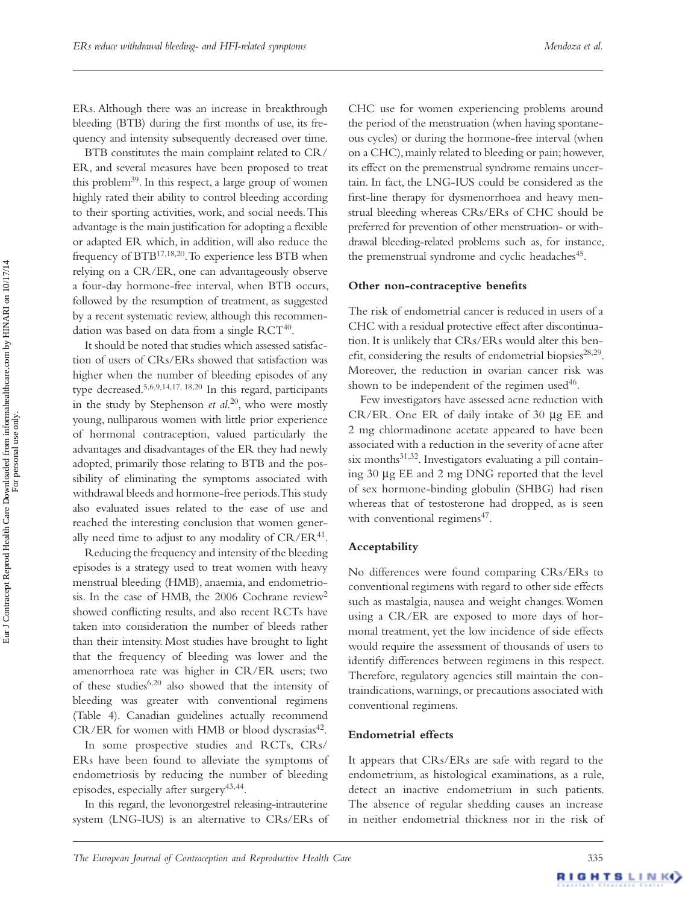ERs. Although there was an increase in breakthrough bleeding (BTB) during the first months of use, its frequency and intensity subsequently decreased over time.

BTB constitutes the main complaint related to CR/ER, and several measures have been proposed to treat this problem[39]. In this respect, a large group of women highly rated their ability to control bleeding according to their sporting activities, work, and social needs. This advantage is the main justification for adopting a flexible or adapted ER which, in addition, will also reduce the frequency of BTB[17,18,20]. To experience less BTB when relying on a CR/ER, one can advantageously observe a four-day hormone-free interval, when BTB occurs, followed by the resumption of treatment, as suggested by a recent systematic review, although this recommendation was based on data from a single RCT[40].

It should be noted that studies which assessed satisfaction of users of CRs/ERs showed that satisfaction was higher when the number of bleeding episodes of any type decreased.[5,6,9,14,17,18,20] In this regard, participants in the study by Stephenson *et al.*[20], who were mostly young, nulliparous women with little prior experience of hormonal contraception, valued particularly the advantages and disadvantages of the ER they had newly adopted, primarily those relating to BTB and the possibility of eliminating the symptoms associated with withdrawal bleeds and hormone-free periods. This study also evaluated issues related to the ease of use and reached the interesting conclusion that women generally need time to adjust to any modality of CR/ER[41].

Reducing the frequency and intensity of the bleeding episodes is a strategy used to treat women with heavy menstrual bleeding (HMB), anaemia, and endometriosis. In the case of HMB, the 2006 Cochrane review[2] showed conflicting results, and also recent RCTs have taken into consideration the number of bleeds rather than their intensity. Most studies have brought to light that the frequency of bleeding was lower and the amenorrhoea rate was higher in CR/ER users; two of these studies[6,20] also showed that the intensity of bleeding was greater with conventional regimens (Table 4). Canadian guidelines actually recommend CR/ER for women with HMB or blood dyscrasias[42].

In some prospective studies and RCTs, CRs/ERs have been found to alleviate the symptoms of endometriosis by reducing the number of bleeding episodes, especially after surgery[43,44].

In this regard, the levonorgestrel releasing-intrauterine system (LNG-IUS) is an alternative to CRs/ERs of CHC use for women experiencing problems around the period of the menstruation (when having spontaneous cycles) or during the hormone-free interval (when on a CHC), mainly related to bleeding or pain; however, its effect on the premenstrual syndrome remains uncertain. In fact, the LNG-IUS could be considered as the first-line therapy for dysmenorrhoea and heavy menstrual bleeding whereas CRs/ERs of CHC should be preferred for prevention of other menstruation- or withdrawal bleeding-related problems such as, for instance, the premenstrual syndrome and cyclic headaches[45].

## Other non-contraceptive benefits

The risk of endometrial cancer is reduced in users of a CHC with a residual protective effect after discontinuation. It is unlikely that CRs/ERs would alter this benefit, considering the results of endometrial biopsies[28,29]. Moreover, the reduction in ovarian cancer risk was shown to be independent of the regimen used[46].

Few investigators have assessed acne reduction with CR/ER. One ER of daily intake of 30 μg EE and 2 mg chlormadinone acetate appeared to have been associated with a reduction in the severity of acne after six months[31,32]. Investigators evaluating a pill containing 30 μg EE and 2 mg DNG reported that the level of sex hormone-binding globulin (SHBG) had risen whereas that of testosterone had dropped, as is seen with conventional regimens[47].

## Acceptability

No differences were found comparing CRs/ERs to conventional regimens with regard to other side effects such as mastalgia, nausea and weight changes. Women using a CR/ER are exposed to more days of hormonal treatment, yet the low incidence of side effects would require the assessment of thousands of users to identify differences between regimens in this respect. Therefore, regulatory agencies still maintain the contraindications, warnings, or precautions associated with conventional regimens.

## Endometrial effects

It appears that CRs/ERs are safe with regard to the endometrium, as histological examinations, as a rule, detect an inactive endometrium in such patients. The absence of regular shedding causes an increase in neither endometrial thickness nor in the risk of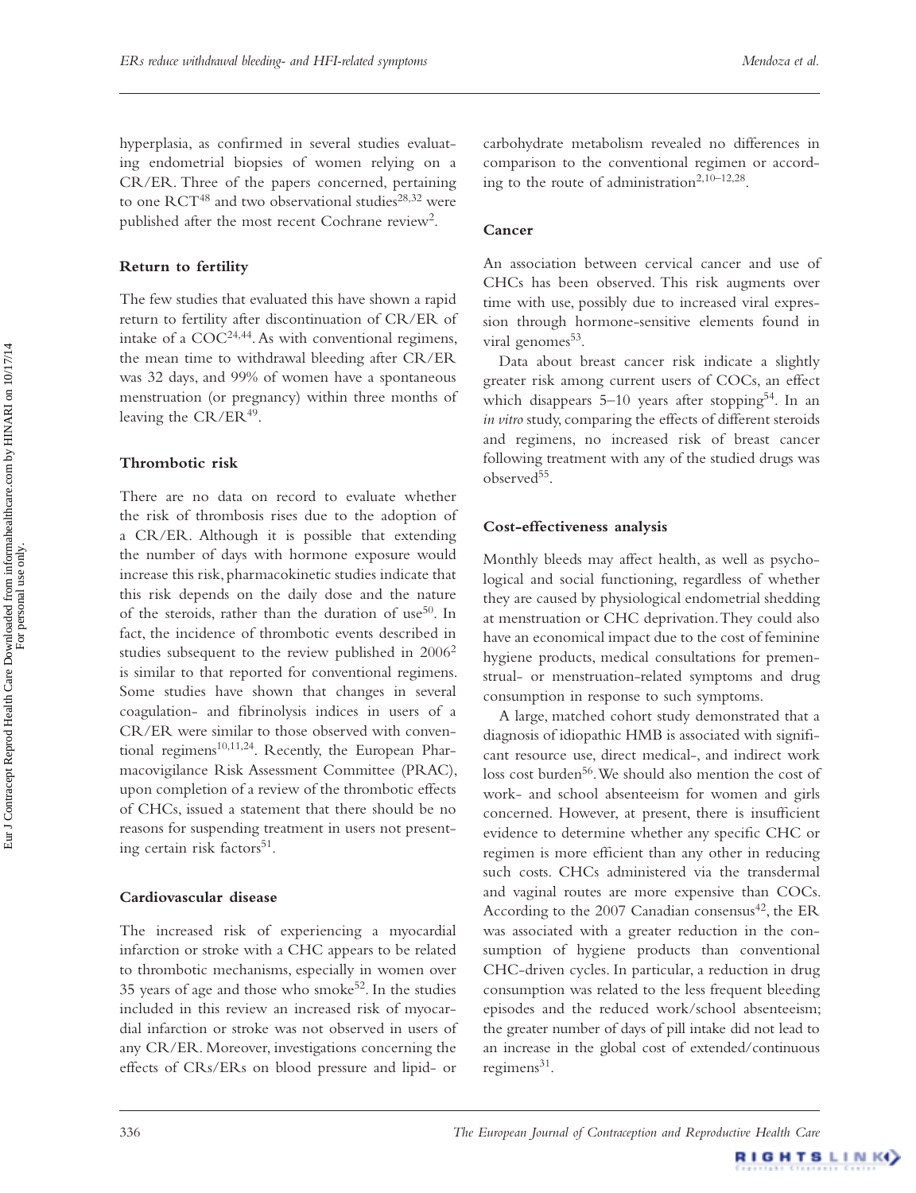hyperplasia, as confirmed in several studies evaluating endometrial biopsies of women relying on a CR/ER. Three of the papers concerned, pertaining to one RCT[48] and two observational studies[28,32] were published after the most recent Cochrane review[2].

### Return to fertility

The few studies that evaluated this have shown a rapid return to fertility after discontinuation of CR/ER of intake of a COC[24,44]. As with conventional regimens, the mean time to withdrawal bleeding after CR/ER was 32 days, and 99% of women have a spontaneous menstruation (or pregnancy) within three months of leaving the CR/ER[49].

### Thrombotic risk

There are no data on record to evaluate whether the risk of thrombosis rises due to the adoption of a CR/ER. Although it is possible that extending the number of days with hormone exposure would increase this risk, pharmacokinetic studies indicate that this risk depends on the daily dose and the nature of the steroids, rather than the duration of use[50]. In fact, the incidence of thrombotic events described in studies subsequent to the review published in 2006[2] is similar to that reported for conventional regimens. Some studies have shown that changes in several coagulation- and fibrinolysis indices in users of a CR/ER were similar to those observed with conventional regimens[10,11,24]. Recently, the European Pharmacovigilance Risk Assessment Committee (PRAC), upon completion of a review of the thrombotic effects of CHCs, issued a statement that there should be no reasons for suspending treatment in users not presenting certain risk factors[51].

### Cardiovascular disease

The increased risk of experiencing a myocardial infarction or stroke with a CHC appears to be related to thrombotic mechanisms, especially in women over 35 years of age and those who smoke[52]. In the studies included in this review an increased risk of myocardial infarction or stroke was not observed in users of any CR/ER. Moreover, investigations concerning the effects of CRs/ERs on blood pressure and lipid- or carbohydrate metabolism revealed no differences in comparison to the conventional regimen or according to the route of administration[2,10–12,28].

### Cancer

An association between cervical cancer and use of CHCs has been observed. This risk augments over time with use, possibly due to increased viral expression through hormone-sensitive elements found in viral genomes[53].

Data about breast cancer risk indicate a slightly greater risk among current users of COCs, an effect which disappears 5–10 years after stopping[54]. In an *in vitro* study, comparing the effects of different steroids and regimens, no increased risk of breast cancer following treatment with any of the studied drugs was observed[55].

### Cost-effectiveness analysis

Monthly bleeds may affect health, as well as psychological and social functioning, regardless of whether they are caused by physiological endometrial shedding at menstruation or CHC deprivation. They could also have an economical impact due to the cost of feminine hygiene products, medical consultations for premenstrual- or menstruation-related symptoms and drug consumption in response to such symptoms.

A large, matched cohort study demonstrated that a diagnosis of idiopathic HMB is associated with significant resource use, direct medical-, and indirect work loss cost burden[56]. We should also mention the cost of work- and school absenteeism for women and girls concerned. However, at present, there is insufficient evidence to determine whether any specific CHC or regimen is more efficient than any other in reducing such costs. CHCs administered via the transdermal and vaginal routes are more expensive than COCs. According to the 2007 Canadian consensus[42], the ER was associated with a greater reduction in the consumption of hygiene products than conventional CHC-driven cycles. In particular, a reduction in drug consumption was related to the less frequent bleeding episodes and the reduced work/school absenteeism; the greater number of days of pill intake did not lead to an increase in the global cost of extended/continuous regimens[31].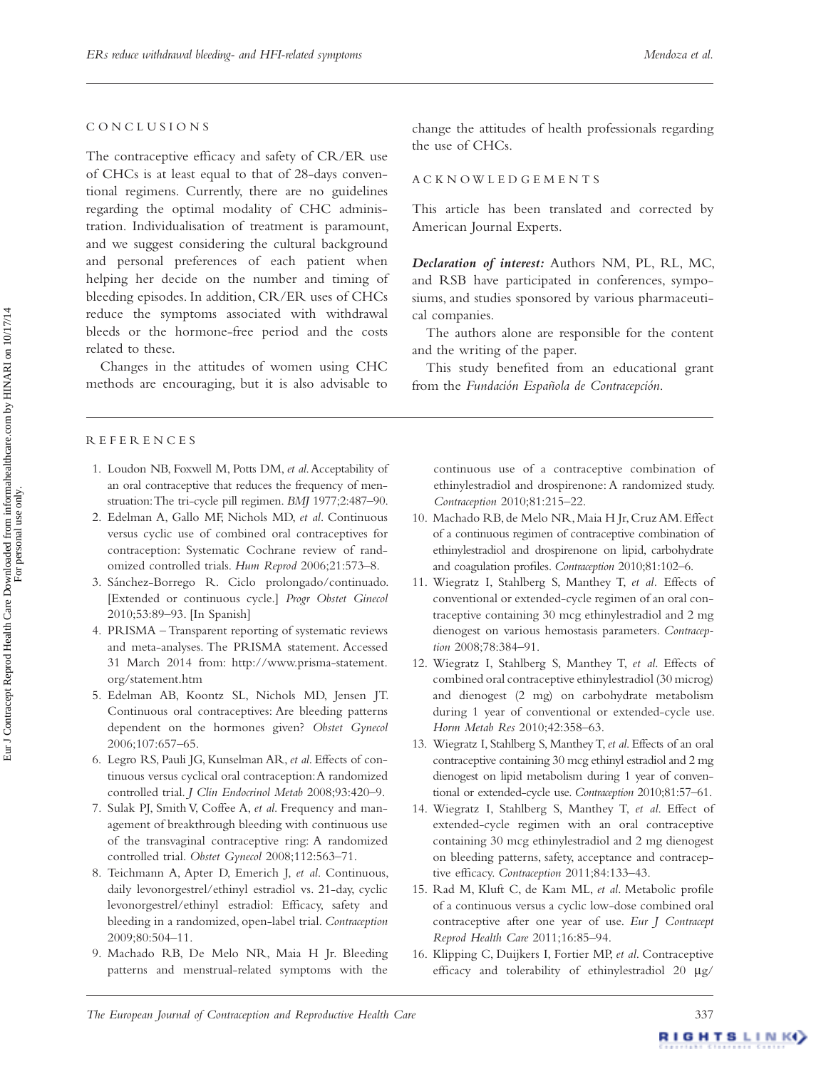## CONCLUSIONS

The contraceptive efficacy and safety of CR/ER use of CHCs is at least equal to that of 28-days conventional regimens. Currently, there are no guidelines regarding the optimal modality of CHC administration. Individualisation of treatment is paramount, and we suggest considering the cultural background and personal preferences of each patient when helping her decide on the number and timing of bleeding episodes. In addition, CR/ER uses of CHCs reduce the symptoms associated with withdrawal bleeds or the hormone-free period and the costs related to these.

Changes in the attitudes of women using CHC methods are encouraging, but it is also advisable to change the attitudes of health professionals regarding the use of CHCs.

## ACKNOWLEDGEMENTS

This article has been translated and corrected by American Journal Experts.

***Declaration of interest:*** Authors NM, PL, RL, MC, and RSB have participated in conferences, symposiums, and studies sponsored by various pharmaceutical companies.

The authors alone are responsible for the content and the writing of the paper.

This study benefited from an educational grant from the *Fundación Española de Contracepción*.

## REFERENCES

1. Loudon NB, Foxwell M, Potts DM, *et al.* Acceptability of an oral contraceptive that reduces the frequency of menstruation: The tri-cycle pill regimen. *BMJ* 1977;2:487–90.
2. Edelman A, Gallo MF, Nichols MD, *et al*. Continuous versus cyclic use of combined oral contraceptives for contraception: Systematic Cochrane review of randomized controlled trials. *Hum Reprod* 2006;21:573–8.
3. Sánchez-Borrego R. Ciclo prolongado/continuado. [Extended or continuous cycle.] *Progr Obstet Ginecol* 2010;53:89–93. [In Spanish]
4. PRISMA – Transparent reporting of systematic reviews and meta-analyses. The PRISMA statement. Accessed 31 March 2014 from: http://www.prisma-statement.org/statement.htm
5. Edelman AB, Koontz SL, Nichols MD, Jensen JT. Continuous oral contraceptives: Are bleeding patterns dependent on the hormones given? *Obstet Gynecol* 2006;107:657–65.
6. Legro RS, Pauli JG, Kunselman AR, *et al*. Effects of continuous versus cyclical oral contraception: A randomized controlled trial. *J Clin Endocrinol Metab* 2008;93:420–9.
7. Sulak PJ, Smith V, Coffee A, *et al*. Frequency and management of breakthrough bleeding with continuous use of the transvaginal contraceptive ring: A randomized controlled trial. *Obstet Gynecol* 2008;112:563–71.
8. Teichmann A, Apter D, Emerich J, *et al*. Continuous, daily levonorgestrel/ethinyl estradiol vs. 21-day, cyclic levonorgestrel/ethinyl estradiol: Efficacy, safety and bleeding in a randomized, open-label trial. *Contraception* 2009;80:504–11.
9. Machado RB, De Melo NR, Maia H Jr. Bleeding patterns and menstrual-related symptoms with the continuous use of a contraceptive combination of ethinylestradiol and drospirenone: A randomized study. *Contraception* 2010;81:215–22.
10. Machado RB, de Melo NR, Maia H Jr, Cruz AM. Effect of a continuous regimen of contraceptive combination of ethinylestradiol and drospirenone on lipid, carbohydrate and coagulation profiles. *Contraception* 2010;81:102–6.
11. Wiegratz I, Stahlberg S, Manthey T, *et al*. Effects of conventional or extended-cycle regimen of an oral contraceptive containing 30 mcg ethinylestradiol and 2 mg dienogest on various hemostasis parameters. *Contraception* 2008;78:384–91.
12. Wiegratz I, Stahlberg S, Manthey T, *et al*. Effects of combined oral contraceptive ethinylestradiol (30 microg) and dienogest (2 mg) on carbohydrate metabolism during 1 year of conventional or extended-cycle use. *Horm Metab Res* 2010;42:358–63.
13. Wiegratz I, Stahlberg S, Manthey T, *et al*. Effects of an oral contraceptive containing 30 mcg ethinyl estradiol and 2 mg dienogest on lipid metabolism during 1 year of conventional or extended-cycle use. *Contraception* 2010;81:57–61.
14. Wiegratz I, Stahlberg S, Manthey T, *et al*. Effect of extended-cycle regimen with an oral contraceptive containing 30 mcg ethinylestradiol and 2 mg dienogest on bleeding patterns, safety, acceptance and contraceptive efficacy. *Contraception* 2011;84:133–43.
15. Rad M, Kluft C, de Kam ML, *et al*. Metabolic profile of a continuous versus a cyclic low-dose combined oral contraceptive after one year of use. *Eur J Contracept Reprod Health Care* 2011;16:85–94.
16. Klipping C, Duijkers I, Fortier MP, *et al*. Contraceptive efficacy and tolerability of ethinylestradiol 20 μg/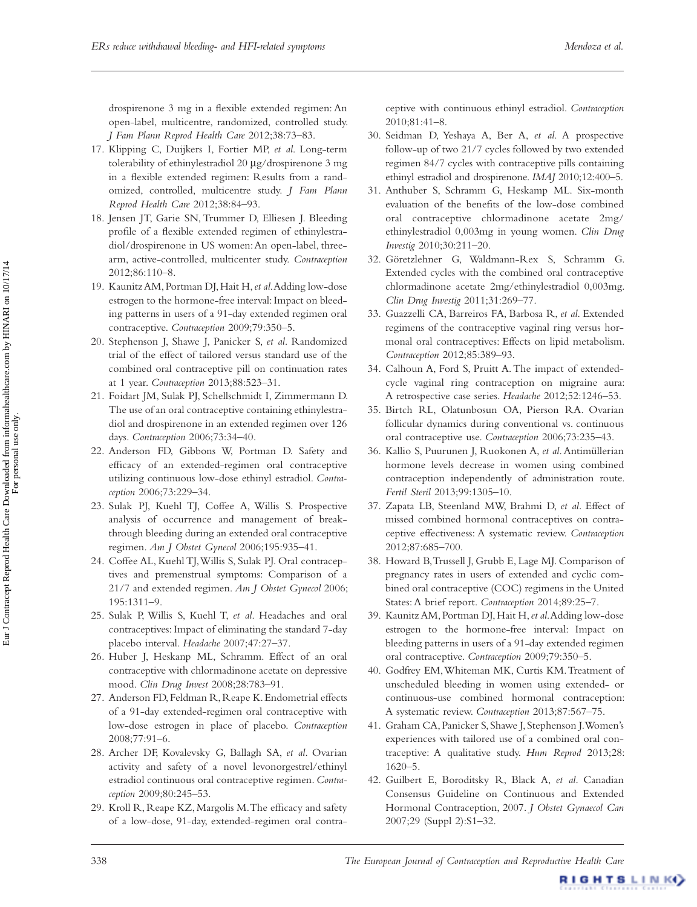drospirenone 3 mg in a flexible extended regimen: An open-label, multicentre, randomized, controlled study. *J Fam Plann Reprod Health Care* 2012;38:73–83.

17. Klipping C, Duijkers I, Fortier MP, *et al.* Long-term tolerability of ethinylestradiol 20 µg/drospirenone 3 mg in a flexible extended regimen: Results from a randomized, controlled, multicentre study. *J Fam Plann Reprod Health Care* 2012;38:84–93.
18. Jensen JT, Garie SN, Trummer D, Elliesen J. Bleeding profile of a flexible extended regimen of ethinylestradiol/drospirenone in US women: An open-label, three-arm, active-controlled, multicenter study. *Contraception* 2012;86:110–8.
19. Kaunitz AM, Portman DJ, Hait H, *et al.* Adding low-dose estrogen to the hormone-free interval: Impact on bleeding patterns in users of a 91-day extended regimen oral contraceptive. *Contraception* 2009;79:350–5.
20. Stephenson J, Shawe J, Panicker S, *et al.* Randomized trial of the effect of tailored versus standard use of the combined oral contraceptive pill on continuation rates at 1 year. *Contraception* 2013;88:523–31.
21. Foidart JM, Sulak PJ, Schellschmidt I, Zimmermann D. The use of an oral contraceptive containing ethinylestradiol and drospirenone in an extended regimen over 126 days. *Contraception* 2006;73:34–40.
22. Anderson FD, Gibbons W, Portman D. Safety and efficacy of an extended-regimen oral contraceptive utilizing continuous low-dose ethinyl estradiol. *Contraception* 2006;73:229–34.
23. Sulak PJ, Kuehl TJ, Coffee A, Willis S. Prospective analysis of occurrence and management of breakthrough bleeding during an extended oral contraceptive regimen. *Am J Obstet Gynecol* 2006;195:935–41.
24. Coffee AL, Kuehl TJ, Willis S, Sulak PJ. Oral contraceptives and premenstrual symptoms: Comparison of a 21/7 and extended regimen. *Am J Obstet Gynecol* 2006; 195:1311–9.
25. Sulak P, Willis S, Kuehl T, *et al.* Headaches and oral contraceptives: Impact of eliminating the standard 7-day placebo interval. *Headache* 2007;47:27–37.
26. Huber J, Heskanp ML, Schramm. Effect of an oral contraceptive with chlormadinone acetate on depressive mood. *Clin Drug Invest* 2008;28:783–91.
27. Anderson FD, Feldman R, Reape K. Endometrial effects of a 91-day extended-regimen oral contraceptive with low-dose estrogen in place of placebo. *Contraception* 2008;77:91–6.
28. Archer DF, Kovalevsky G, Ballagh SA, *et al.* Ovarian activity and safety of a novel levonorgestrel/ethinyl estradiol continuous oral contraceptive regimen. *Contraception* 2009;80:245–53.
29. Kroll R, Reape KZ, Margolis M. The efficacy and safety of a low-dose, 91-day, extended-regimen oral contraceptive with continuous ethinyl estradiol. *Contraception* 2010;81:41–8.
30. Seidman D, Yeshaya A, Ber A, *et al.* A prospective follow-up of two 21/7 cycles followed by two extended regimen 84/7 cycles with contraceptive pills containing ethinyl estradiol and drospirenone. *IMAJ* 2010;12:400–5.
31. Anthuber S, Schramm G, Heskamp ML. Six-month evaluation of the benefits of the low-dose combined oral contraceptive chlormadinone acetate 2mg/ethinylestradiol 0,003mg in young women. *Clin Drug Investig* 2010;30:211–20.
32. Göretzlehner G, Waldmann-Rex S, Schramm G. Extended cycles with the combined oral contraceptive chlormadinone acetate 2mg/ethinylestradiol 0,003mg. *Clin Drug Investig* 2011;31:269–77.
33. Guazzelli CA, Barreiros FA, Barbosa R, *et al.* Extended regimens of the contraceptive vaginal ring versus hormonal oral contraceptives: Effects on lipid metabolism. *Contraception* 2012;85:389–93.
34. Calhoun A, Ford S, Pruitt A. The impact of extended-cycle vaginal ring contraception on migraine aura: A retrospective case series. *Headache* 2012;52:1246–53.
35. Birtch RL, Olatunbosun OA, Pierson RA. Ovarian follicular dynamics during conventional vs. continuous oral contraceptive use. *Contraception* 2006;73:235–43.
36. Kallio S, Puurunen J, Ruokonen A, *et al.* Antimüllerian hormone levels decrease in women using combined contraception independently of administration route. *Fertil Steril* 2013;99:1305–10.
37. Zapata LB, Steenland MW, Brahmi D, *et al.* Effect of missed combined hormonal contraceptives on contraceptive effectiveness: A systematic review. *Contraception* 2012;87:685–700.
38. Howard B, Trussell J, Grubb E, Lage MJ. Comparison of pregnancy rates in users of extended and cyclic combined oral contraceptive (COC) regimens in the United States: A brief report. *Contraception* 2014;89:25–7.
39. Kaunitz AM, Portman DJ, Hait H, *et al.* Adding low-dose estrogen to the hormone-free interval: Impact on bleeding patterns in users of a 91-day extended regimen oral contraceptive. *Contraception* 2009;79:350–5.
40. Godfrey EM, Whiteman MK, Curtis KM. Treatment of unscheduled bleeding in women using extended- or continuous-use combined hormonal contraception: A systematic review. *Contraception* 2013;87:567–75.
41. Graham CA, Panicker S, Shawe J, Stephenson J. Women's experiences with tailored use of a combined oral contraceptive: A qualitative study. *Hum Reprod* 2013;28: 1620–5.
42. Guilbert E, Boroditsky R, Black A, *et al.* Canadian Consensus Guideline on Continuous and Extended Hormonal Contraception, 2007. *J Obstet Gynaecol Can* 2007;29 (Suppl 2):S1–32.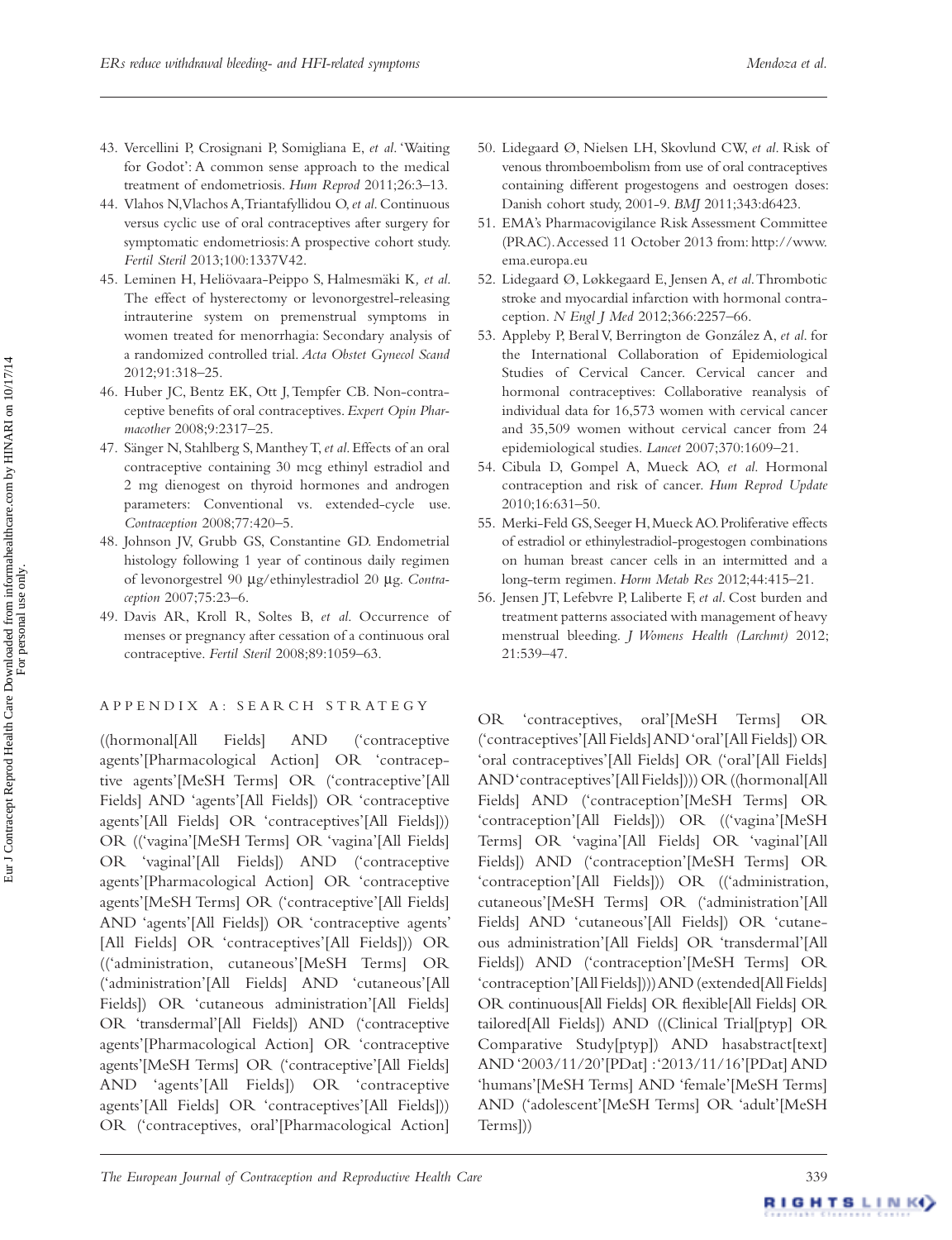43. Vercellini P, Crosignani P, Somigliana E, *et al*. 'Waiting for Godot': A common sense approach to the medical treatment of endometriosis. *Hum Reprod* 2011;26:3–13.
44. Vlahos N, Vlachos A, Triantafyllidou O, *et al*. Continuous versus cyclic use of oral contraceptives after surgery for symptomatic endometriosis: A prospective cohort study. *Fertil Steril* 2013;100:1337V42.
45. Leminen H, Heliövaara-Peippo S, Halmesmäki K, *et al*. The effect of hysterectomy or levonorgestrel-releasing intrauterine system on premenstrual symptoms in women treated for menorrhagia: Secondary analysis of a randomized controlled trial. *Acta Obstet Gynecol Scand* 2012;91:318–25.
46. Huber JC, Bentz EK, Ott J, Tempfer CB. Non-contraceptive benefits of oral contraceptives. *Expert Opin Pharmacother* 2008;9:2317–25.
47. Sänger N, Stahlberg S, Manthey T, *et al*. Effects of an oral contraceptive containing 30 mcg ethinyl estradiol and 2 mg dienogest on thyroid hormones and androgen parameters: Conventional vs. extended-cycle use. *Contraception* 2008;77:420–5.
48. Johnson JV, Grubb GS, Constantine GD. Endometrial histology following 1 year of continous daily regimen of levonorgestrel 90 μg/ethinylestradiol 20 μg. *Contraception* 2007;75:23–6.
49. Davis AR, Kroll R, Soltes B, *et al*. Occurrence of menses or pregnancy after cessation of a continuous oral contraceptive. *Fertil Steril* 2008;89:1059–63.
50. Lidegaard Ø, Nielsen LH, Skovlund CW, *et al*. Risk of venous thromboembolism from use of oral contraceptives containing different progestogens and oestrogen doses: Danish cohort study, 2001-9. *BMJ* 2011;343:d6423.
51. EMA's Pharmacovigilance Risk Assessment Committee (PRAC). Accessed 11 October 2013 from: http://www.ema.europa.eu
52. Lidegaard Ø, Løkkegaard E, Jensen A, *et al*. Thrombotic stroke and myocardial infarction with hormonal contraception. *N Engl J Med* 2012;366:2257–66.
53. Appleby P, Beral V, Berrington de González A, *et al*. for the International Collaboration of Epidemiological Studies of Cervical Cancer. Cervical cancer and hormonal contraceptives: Collaborative reanalysis of individual data for 16,573 women with cervical cancer and 35,509 women without cervical cancer from 24 epidemiological studies. *Lancet* 2007;370:1609–21.
54. Cibula D, Gompel A, Mueck AO, *et al*. Hormonal contraception and risk of cancer. *Hum Reprod Update* 2010;16:631–50.
55. Merki-Feld GS, Seeger H, Mueck AO. Proliferative effects of estradiol or ethinylestradiol-progestogen combinations on human breast cancer cells in an intermitted and a long-term regimen. *Horm Metab Res* 2012;44:415–21.
56. Jensen JT, Lefebvre P, Laliberte F, *et al*. Cost burden and treatment patterns associated with management of heavy menstrual bleeding. *J Womens Health (Larchmt)* 2012; 21:539–47.

## APPENDIX A: SEARCH STRATEGY

((hormonal[All Fields] AND ('contraceptive agents'[Pharmacological Action] OR 'contraceptive agents'[MeSH Terms] OR ('contraceptive'[All Fields] AND 'agents'[All Fields]) OR 'contraceptive agents'[All Fields] OR 'contraceptives'[All Fields])) OR (('vagina'[MeSH Terms] OR 'vagina'[All Fields] OR 'vaginal'[All Fields]) AND ('contraceptive agents'[Pharmacological Action] OR 'contraceptive agents'[MeSH Terms] OR ('contraceptive'[All Fields] AND 'agents'[All Fields]) OR 'contraceptive agents' [All Fields] OR 'contraceptives'[All Fields])) OR (('administration, cutaneous'[MeSH Terms] OR ('administration'[All Fields] AND 'cutaneous'[All Fields]) OR 'cutaneous administration'[All Fields] OR 'transdermal'[All Fields]) AND ('contraceptive agents'[Pharmacological Action] OR 'contraceptive agents'[MeSH Terms] OR ('contraceptive'[All Fields] AND 'agents'[All Fields]) OR 'contraceptive agents'[All Fields] OR 'contraceptives'[All Fields])) OR ('contraceptives, oral'[Pharmacological Action] OR 'contraceptives, oral'[MeSH Terms] OR ('contraceptives'[All Fields] AND 'oral'[All Fields]) OR 'oral contraceptives'[All Fields] OR ('oral'[All Fields] AND 'contraceptives'[All Fields]))) OR ((hormonal[All Fields] AND ('contraception'[MeSH Terms] OR 'contraception'[All Fields])) OR (('vagina'[MeSH Terms] OR 'vagina'[All Fields] OR 'vaginal'[All Fields]) AND ('contraception'[MeSH Terms] OR 'contraception'[All Fields])) OR (('administration, cutaneous'[MeSH Terms] OR ('administration'[All Fields] AND 'cutaneous'[All Fields]) OR 'cutaneous administration'[All Fields] OR 'transdermal'[All Fields]) AND ('contraception'[MeSH Terms] OR 'contraception'[All Fields]))) AND (extended[All Fields] OR continuous[All Fields] OR flexible[All Fields] OR tailored[All Fields]) AND ((Clinical Trial[ptyp] OR Comparative Study[ptyp]) AND hasabstract[text] AND '2003/11/20'[PDat] :'2013/11/16'[PDat] AND 'humans'[MeSH Terms] AND 'female'[MeSH Terms] AND ('adolescent'[MeSH Terms] OR 'adult'[MeSH Terms]))